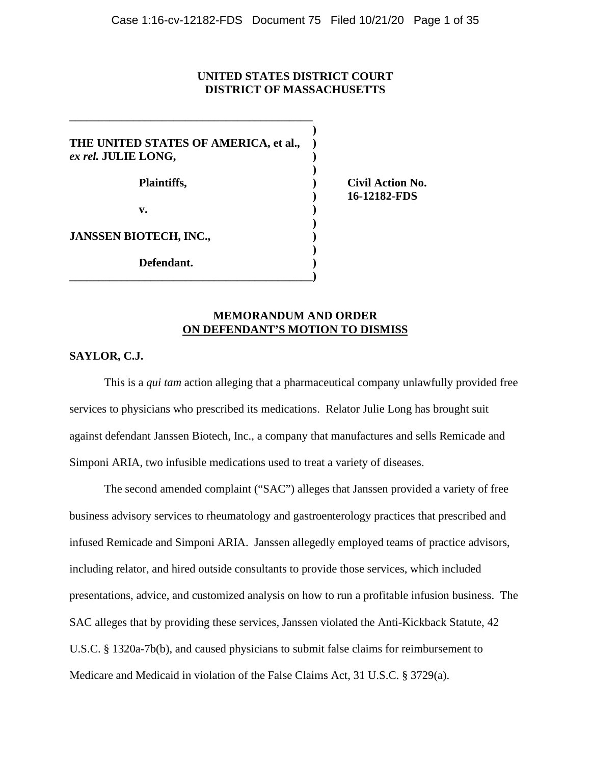**UNITED STATES DISTRICT COURT**
**DISTRICT OF MASSACHUSETTS**

| | |
|---|---|
| **THE UNITED STATES OF AMERICA, et al.,** ***ex rel.*** **JULIE LONG,** | |
| **Plaintiffs,** | **Civil Action No. 16-12182-FDS** |
| **v.** | |
| **JANSSEN BIOTECH, INC.,** | |
| **Defendant.** | |

**MEMORANDUM AND ORDER**
**ON DEFENDANT'S MOTION TO DISMISS**

**SAYLOR, C.J.**

This is a *qui tam* action alleging that a pharmaceutical company unlawfully provided free services to physicians who prescribed its medications. Relator Julie Long has brought suit against defendant Janssen Biotech, Inc., a company that manufactures and sells Remicade and Simponi ARIA, two infusible medications used to treat a variety of diseases.

The second amended complaint ("SAC") alleges that Janssen provided a variety of free business advisory services to rheumatology and gastroenterology practices that prescribed and infused Remicade and Simponi ARIA. Janssen allegedly employed teams of practice advisors, including relator, and hired outside consultants to provide those services, which included presentations, advice, and customized analysis on how to run a profitable infusion business. The SAC alleges that by providing these services, Janssen violated the Anti-Kickback Statute, 42 U.S.C. § 1320a-7b(b), and caused physicians to submit false claims for reimbursement to Medicare and Medicaid in violation of the False Claims Act, 31 U.S.C. § 3729(a).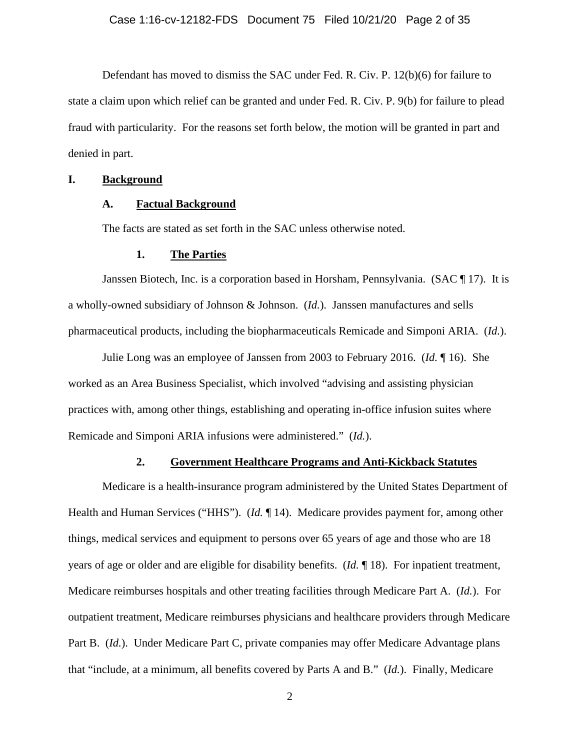Defendant has moved to dismiss the SAC under Fed. R. Civ. P. 12(b)(6) for failure to state a claim upon which relief can be granted and under Fed. R. Civ. P. 9(b) for failure to plead fraud with particularity. For the reasons set forth below, the motion will be granted in part and denied in part.

# I. Background

## A. Factual Background

The facts are stated as set forth in the SAC unless otherwise noted.

### 1. The Parties

Janssen Biotech, Inc. is a corporation based in Horsham, Pennsylvania. (SAC ¶ 17). It is a wholly-owned subsidiary of Johnson & Johnson. (*Id.*). Janssen manufactures and sells pharmaceutical products, including the biopharmaceuticals Remicade and Simponi ARIA. (*Id.*).

Julie Long was an employee of Janssen from 2003 to February 2016. (*Id.* ¶ 16). She worked as an Area Business Specialist, which involved "advising and assisting physician practices with, among other things, establishing and operating in-office infusion suites where Remicade and Simponi ARIA infusions were administered." (*Id.*).

### 2. Government Healthcare Programs and Anti-Kickback Statutes

Medicare is a health-insurance program administered by the United States Department of Health and Human Services ("HHS"). (*Id.* ¶ 14). Medicare provides payment for, among other things, medical services and equipment to persons over 65 years of age and those who are 18 years of age or older and are eligible for disability benefits. (*Id.* ¶ 18). For inpatient treatment, Medicare reimburses hospitals and other treating facilities through Medicare Part A. (*Id.*). For outpatient treatment, Medicare reimburses physicians and healthcare providers through Medicare Part B. (*Id.*). Under Medicare Part C, private companies may offer Medicare Advantage plans that "include, at a minimum, all benefits covered by Parts A and B." (*Id.*). Finally, Medicare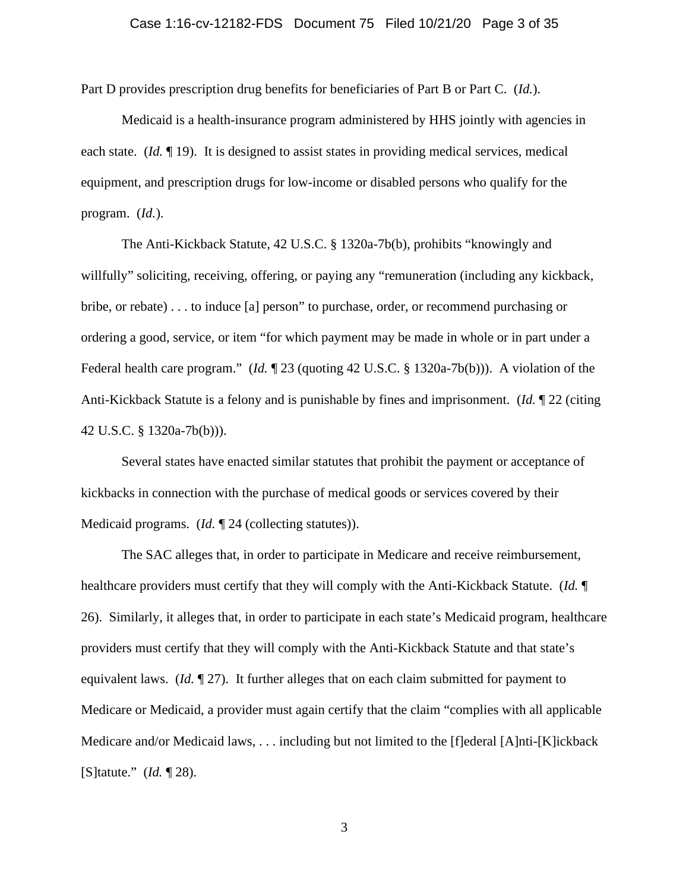Part D provides prescription drug benefits for beneficiaries of Part B or Part C. (*Id.*).

Medicaid is a health-insurance program administered by HHS jointly with agencies in each state. (*Id.* ¶ 19). It is designed to assist states in providing medical services, medical equipment, and prescription drugs for low-income or disabled persons who qualify for the program. (*Id.*).

The Anti-Kickback Statute, 42 U.S.C. § 1320a-7b(b), prohibits "knowingly and willfully" soliciting, receiving, offering, or paying any "remuneration (including any kickback, bribe, or rebate) . . . to induce [a] person" to purchase, order, or recommend purchasing or ordering a good, service, or item "for which payment may be made in whole or in part under a Federal health care program." (*Id.* ¶ 23 (quoting 42 U.S.C. § 1320a-7b(b))). A violation of the Anti-Kickback Statute is a felony and is punishable by fines and imprisonment. (*Id.* ¶ 22 (citing 42 U.S.C. § 1320a-7b(b))).

Several states have enacted similar statutes that prohibit the payment or acceptance of kickbacks in connection with the purchase of medical goods or services covered by their Medicaid programs. (*Id.* ¶ 24 (collecting statutes)).

The SAC alleges that, in order to participate in Medicare and receive reimbursement, healthcare providers must certify that they will comply with the Anti-Kickback Statute. (*Id.* ¶ 26). Similarly, it alleges that, in order to participate in each state's Medicaid program, healthcare providers must certify that they will comply with the Anti-Kickback Statute and that state's equivalent laws. (*Id.* ¶ 27). It further alleges that on each claim submitted for payment to Medicare or Medicaid, a provider must again certify that the claim "complies with all applicable Medicare and/or Medicaid laws, . . . including but not limited to the [f]ederal [A]nti-[K]ickback [S]tatute." (*Id.* ¶ 28).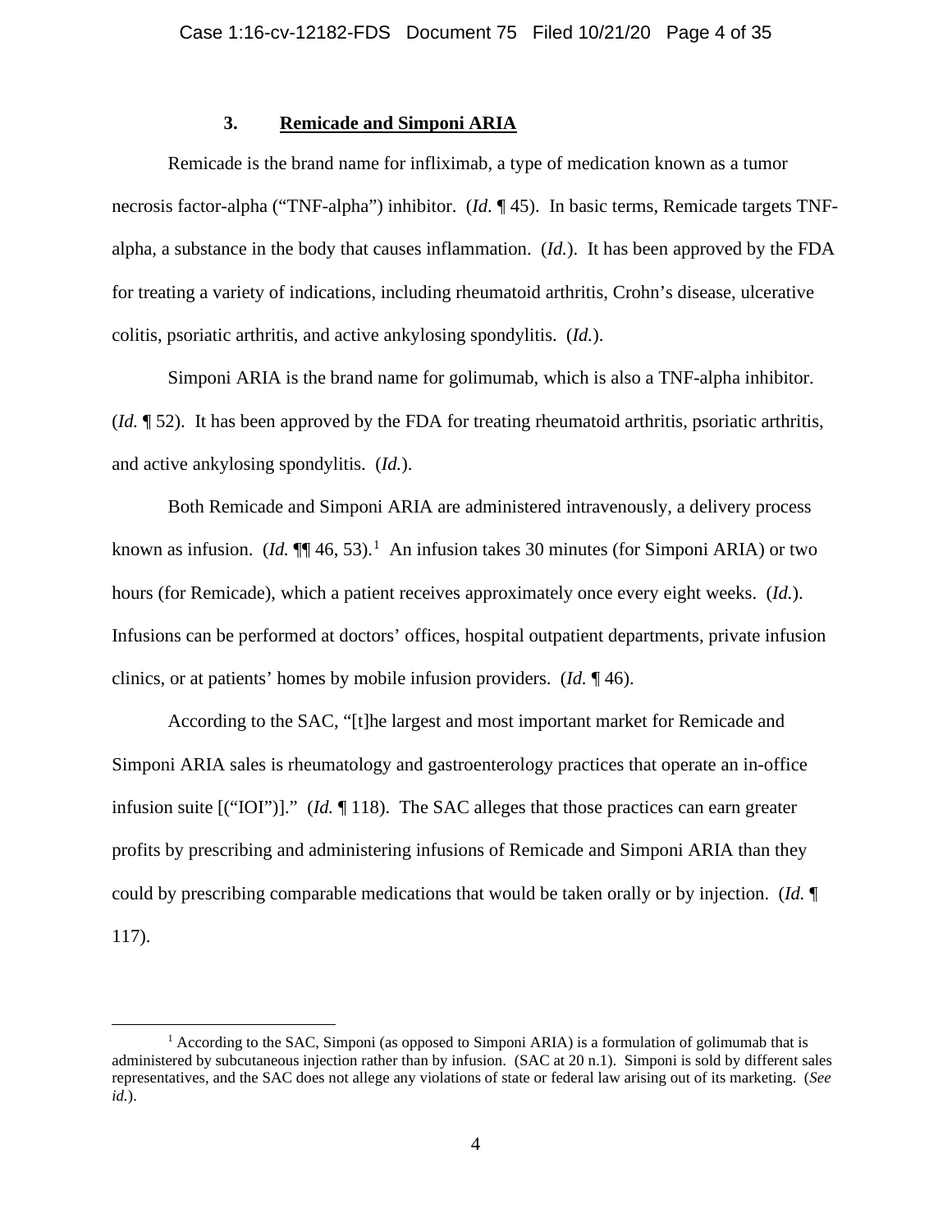### 3. <u>Remicade and Simponi ARIA</u>

Remicade is the brand name for infliximab, a type of medication known as a tumor necrosis factor-alpha ("TNF-alpha") inhibitor. (*Id*. ¶ 45). In basic terms, Remicade targets TNF-alpha, a substance in the body that causes inflammation. (*Id.*). It has been approved by the FDA for treating a variety of indications, including rheumatoid arthritis, Crohn's disease, ulcerative colitis, psoriatic arthritis, and active ankylosing spondylitis. (*Id.*).

Simponi ARIA is the brand name for golimumab, which is also a TNF-alpha inhibitor. (*Id.* ¶ 52). It has been approved by the FDA for treating rheumatoid arthritis, psoriatic arthritis, and active ankylosing spondylitis. (*Id.*).

Both Remicade and Simponi ARIA are administered intravenously, a delivery process known as infusion. (*Id.* ¶¶ 46, 53).[1] An infusion takes 30 minutes (for Simponi ARIA) or two hours (for Remicade), which a patient receives approximately once every eight weeks. (*Id.*). Infusions can be performed at doctors' offices, hospital outpatient departments, private infusion clinics, or at patients' homes by mobile infusion providers. (*Id.* ¶ 46).

According to the SAC, "[t]he largest and most important market for Remicade and Simponi ARIA sales is rheumatology and gastroenterology practices that operate an in-office infusion suite [("IOI")]." (*Id.* ¶ 118). The SAC alleges that those practices can earn greater profits by prescribing and administering infusions of Remicade and Simponi ARIA than they could by prescribing comparable medications that would be taken orally or by injection. (*Id.* ¶ 117).

---

[1] According to the SAC, Simponi (as opposed to Simponi ARIA) is a formulation of golimumab that is administered by subcutaneous injection rather than by infusion. (SAC at 20 n.1). Simponi is sold by different sales representatives, and the SAC does not allege any violations of state or federal law arising out of its marketing. (*See id.*).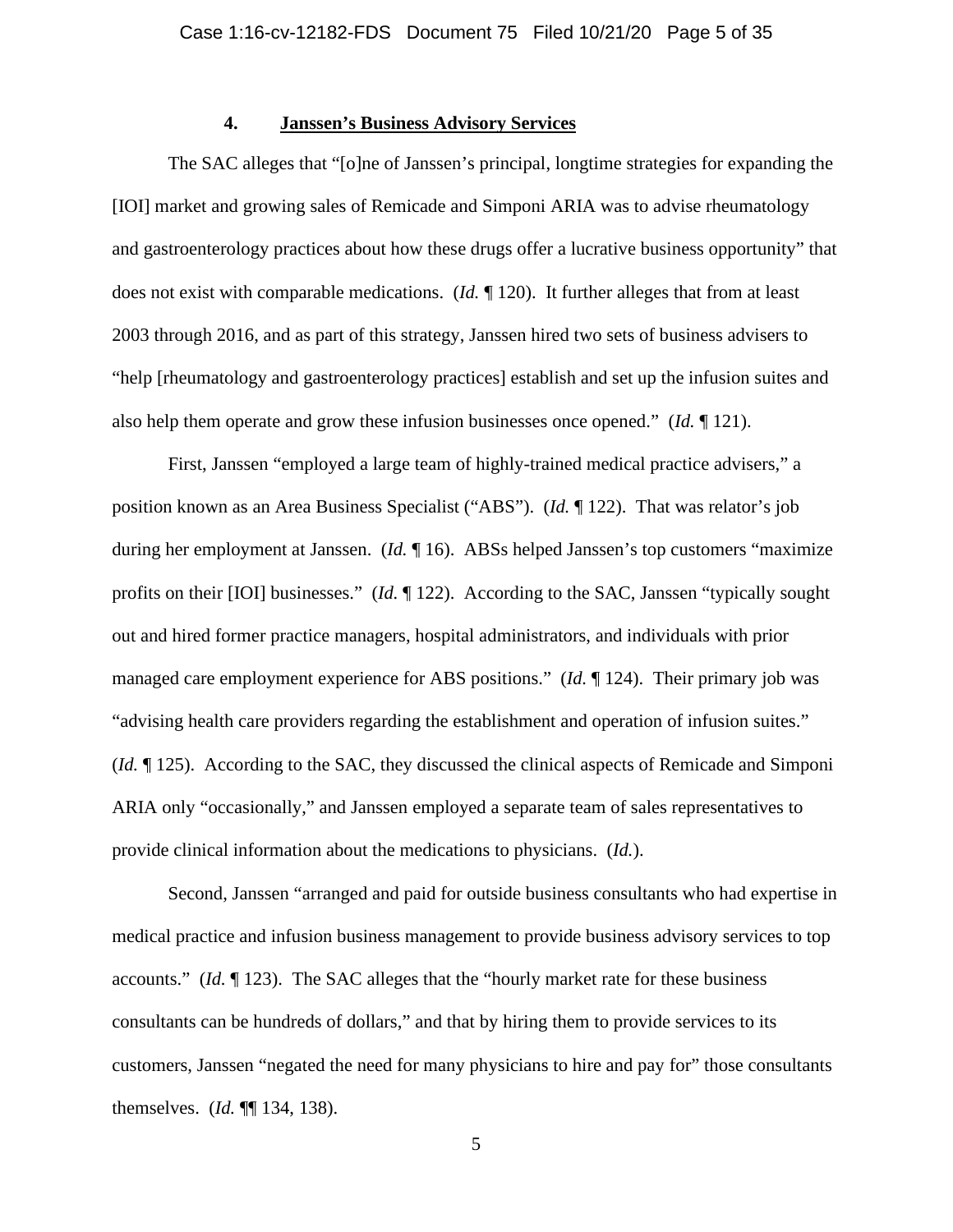#### 4. **Janssen's Business Advisory Services**

The SAC alleges that "[o]ne of Janssen's principal, longtime strategies for expanding the [IOI] market and growing sales of Remicade and Simponi ARIA was to advise rheumatology and gastroenterology practices about how these drugs offer a lucrative business opportunity" that does not exist with comparable medications. (*Id.* ¶ 120). It further alleges that from at least 2003 through 2016, and as part of this strategy, Janssen hired two sets of business advisers to "help [rheumatology and gastroenterology practices] establish and set up the infusion suites and also help them operate and grow these infusion businesses once opened." (*Id.* ¶ 121).

First, Janssen "employed a large team of highly-trained medical practice advisers," a position known as an Area Business Specialist ("ABS"). (*Id.* ¶ 122). That was relator's job during her employment at Janssen. (*Id.* ¶ 16). ABSs helped Janssen's top customers "maximize profits on their [IOI] businesses." (*Id.* ¶ 122). According to the SAC, Janssen "typically sought out and hired former practice managers, hospital administrators, and individuals with prior managed care employment experience for ABS positions." (*Id.* ¶ 124). Their primary job was "advising health care providers regarding the establishment and operation of infusion suites." (*Id.* ¶ 125). According to the SAC, they discussed the clinical aspects of Remicade and Simponi ARIA only "occasionally," and Janssen employed a separate team of sales representatives to provide clinical information about the medications to physicians. (*Id.*).

Second, Janssen "arranged and paid for outside business consultants who had expertise in medical practice and infusion business management to provide business advisory services to top accounts." (*Id.* ¶ 123). The SAC alleges that the "hourly market rate for these business consultants can be hundreds of dollars," and that by hiring them to provide services to its customers, Janssen "negated the need for many physicians to hire and pay for" those consultants themselves. (*Id.* ¶¶ 134, 138).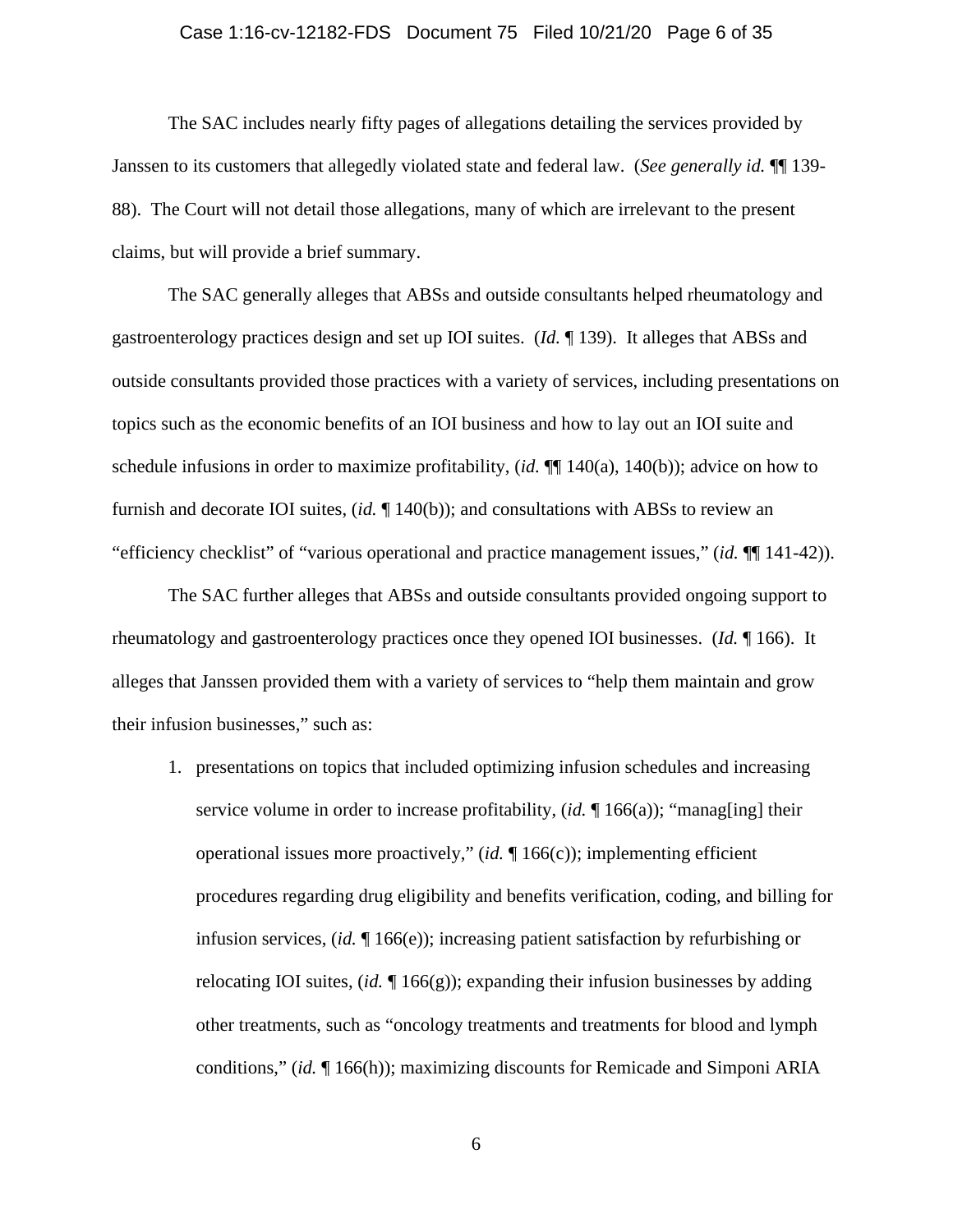The SAC includes nearly fifty pages of allegations detailing the services provided by Janssen to its customers that allegedly violated state and federal law. (*See generally id.* ¶¶ 139-88). The Court will not detail those allegations, many of which are irrelevant to the present claims, but will provide a brief summary.

The SAC generally alleges that ABSs and outside consultants helped rheumatology and gastroenterology practices design and set up IOI suites. (*Id.* ¶ 139). It alleges that ABSs and outside consultants provided those practices with a variety of services, including presentations on topics such as the economic benefits of an IOI business and how to lay out an IOI suite and schedule infusions in order to maximize profitability, (*id.* ¶¶ 140(a), 140(b)); advice on how to furnish and decorate IOI suites, (*id.* ¶ 140(b)); and consultations with ABSs to review an "efficiency checklist" of "various operational and practice management issues," (*id.* ¶¶ 141-42)).

The SAC further alleges that ABSs and outside consultants provided ongoing support to rheumatology and gastroenterology practices once they opened IOI businesses. (*Id.* ¶ 166). It alleges that Janssen provided them with a variety of services to "help them maintain and grow their infusion businesses," such as:

1. presentations on topics that included optimizing infusion schedules and increasing service volume in order to increase profitability, (*id.* ¶ 166(a)); "manag[ing] their operational issues more proactively," (*id.* ¶ 166(c)); implementing efficient procedures regarding drug eligibility and benefits verification, coding, and billing for infusion services, (*id.* ¶ 166(e)); increasing patient satisfaction by refurbishing or relocating IOI suites, (*id.* ¶ 166(g)); expanding their infusion businesses by adding other treatments, such as "oncology treatments and treatments for blood and lymph conditions," (*id.* ¶ 166(h)); maximizing discounts for Remicade and Simponi ARIA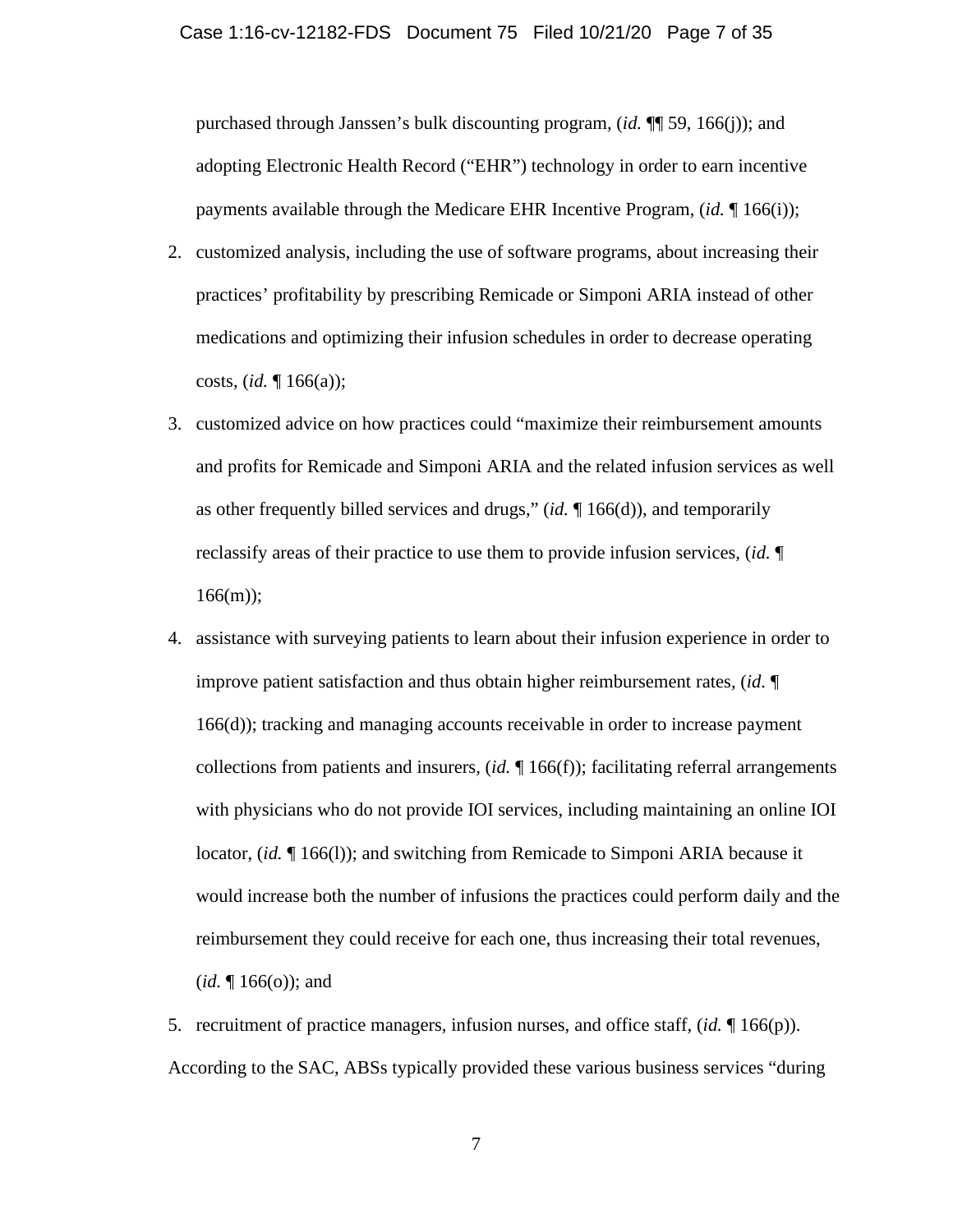purchased through Janssen's bulk discounting program, (*id.* ¶¶ 59, 166(j)); and adopting Electronic Health Record ("EHR") technology in order to earn incentive payments available through the Medicare EHR Incentive Program, (*id.* ¶ 166(i));

2. customized analysis, including the use of software programs, about increasing their practices' profitability by prescribing Remicade or Simponi ARIA instead of other medications and optimizing their infusion schedules in order to decrease operating costs, (*id.* ¶ 166(a));
3. customized advice on how practices could "maximize their reimbursement amounts and profits for Remicade and Simponi ARIA and the related infusion services as well as other frequently billed services and drugs," (*id.* ¶ 166(d)), and temporarily reclassify areas of their practice to use them to provide infusion services, (*id.* ¶ 166(m));
4. assistance with surveying patients to learn about their infusion experience in order to improve patient satisfaction and thus obtain higher reimbursement rates, (*id.* ¶ 166(d)); tracking and managing accounts receivable in order to increase payment collections from patients and insurers, (*id.* ¶ 166(f)); facilitating referral arrangements with physicians who do not provide IOI services, including maintaining an online IOI locator, (*id.* ¶ 166(l)); and switching from Remicade to Simponi ARIA because it would increase both the number of infusions the practices could perform daily and the reimbursement they could receive for each one, thus increasing their total revenues, (*id.* ¶ 166(o)); and
5. recruitment of practice managers, infusion nurses, and office staff, (*id.* ¶ 166(p)).

According to the SAC, ABSs typically provided these various business services "during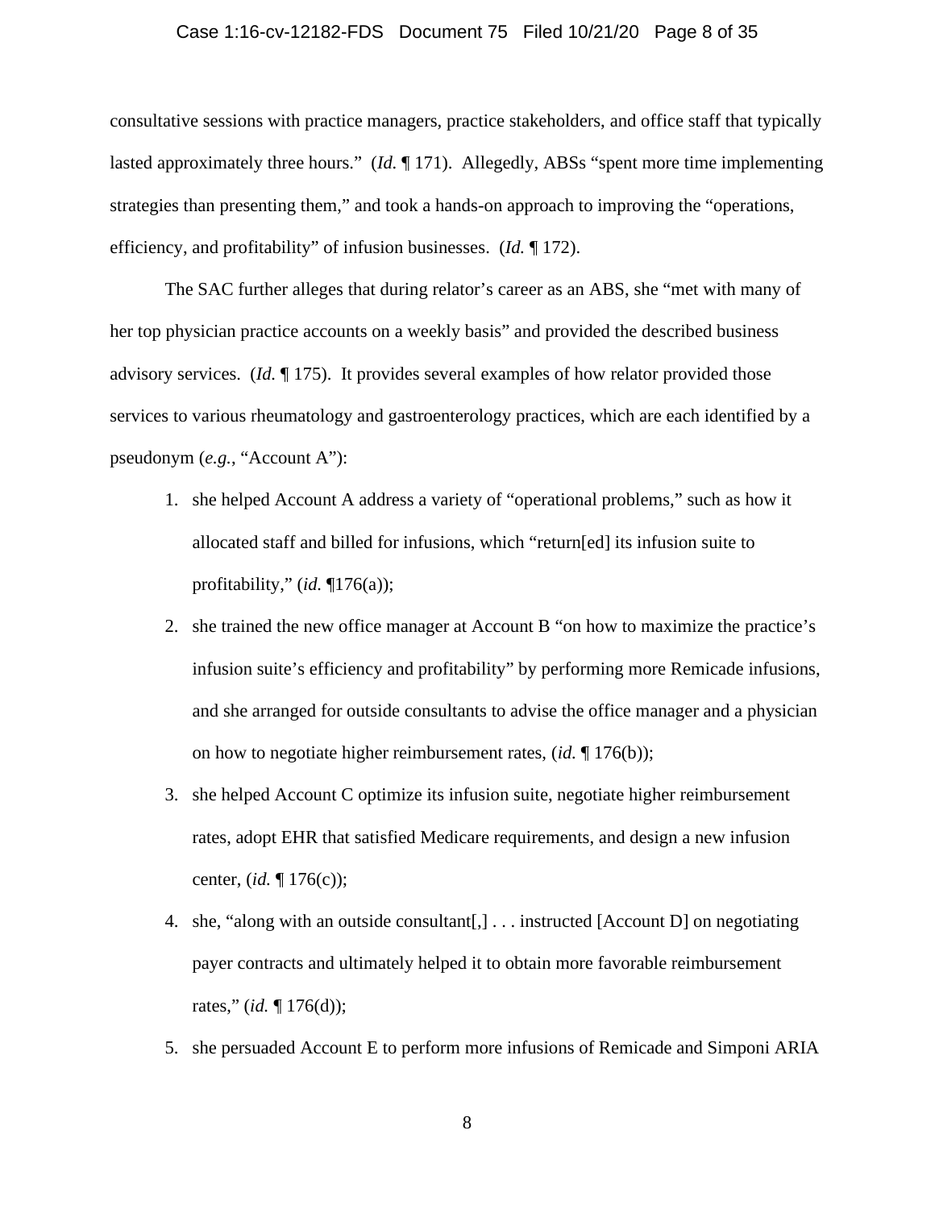consultative sessions with practice managers, practice stakeholders, and office staff that typically lasted approximately three hours." (*Id.* ¶ 171). Allegedly, ABSs "spent more time implementing strategies than presenting them," and took a hands-on approach to improving the "operations, efficiency, and profitability" of infusion businesses. (*Id.* ¶ 172).

The SAC further alleges that during relator's career as an ABS, she "met with many of her top physician practice accounts on a weekly basis" and provided the described business advisory services. (*Id.* ¶ 175). It provides several examples of how relator provided those services to various rheumatology and gastroenterology practices, which are each identified by a pseudonym (*e.g.*, "Account A"):

1. she helped Account A address a variety of "operational problems," such as how it allocated staff and billed for infusions, which "return[ed] its infusion suite to profitability," (*id.* ¶176(a));
2. she trained the new office manager at Account B "on how to maximize the practice's infusion suite's efficiency and profitability" by performing more Remicade infusions, and she arranged for outside consultants to advise the office manager and a physician on how to negotiate higher reimbursement rates, (*id.* ¶ 176(b));
3. she helped Account C optimize its infusion suite, negotiate higher reimbursement rates, adopt EHR that satisfied Medicare requirements, and design a new infusion center, (*id.* ¶ 176(c));
4. she, "along with an outside consultant[,] . . . instructed [Account D] on negotiating payer contracts and ultimately helped it to obtain more favorable reimbursement rates," (*id.* ¶ 176(d));
5. she persuaded Account E to perform more infusions of Remicade and Simponi ARIA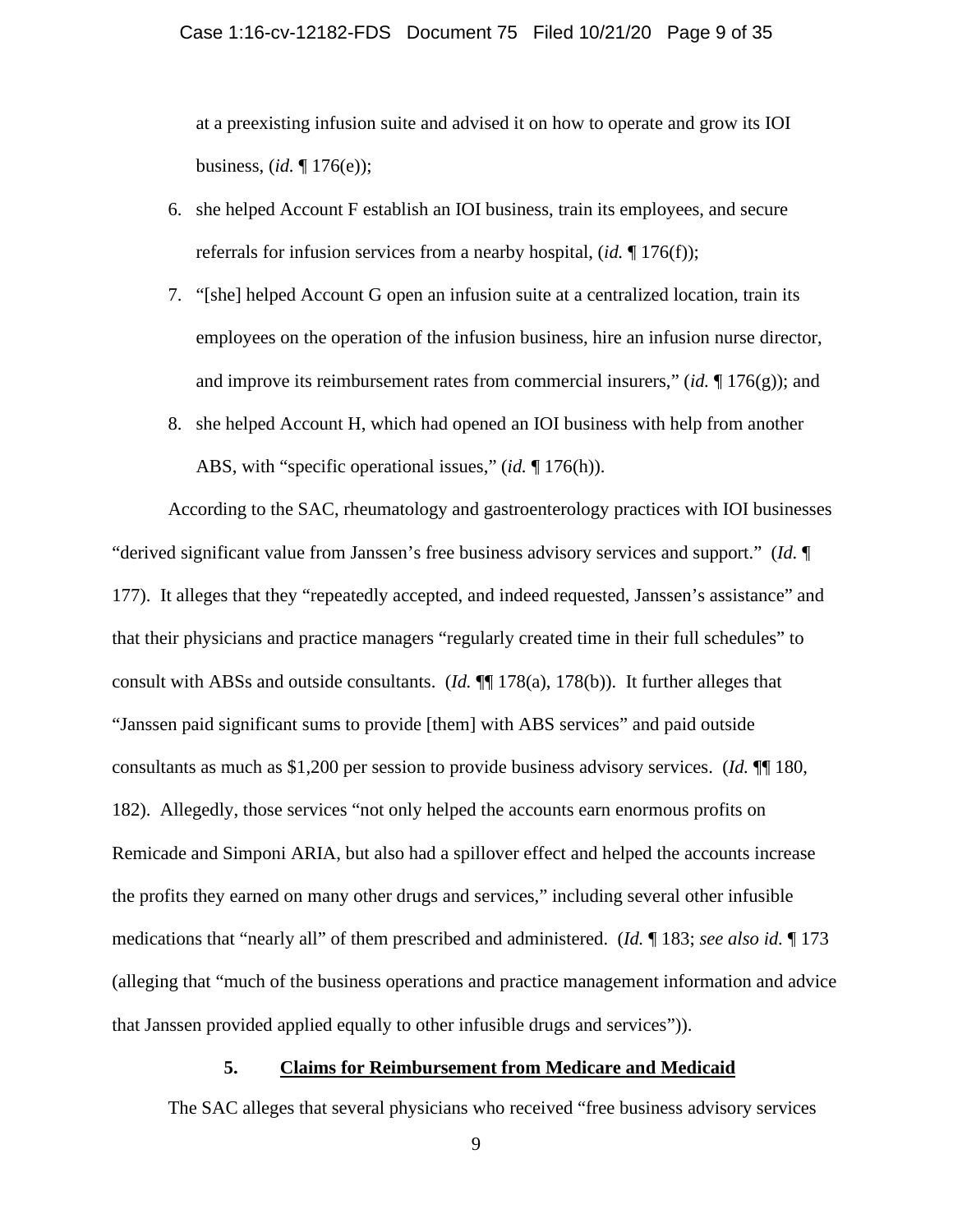at a preexisting infusion suite and advised it on how to operate and grow its IOI business, (*id.* ¶ 176(e));

6. she helped Account F establish an IOI business, train its employees, and secure referrals for infusion services from a nearby hospital, (*id.* ¶ 176(f));
7. "[she] helped Account G open an infusion suite at a centralized location, train its employees on the operation of the infusion business, hire an infusion nurse director, and improve its reimbursement rates from commercial insurers," (*id.* ¶ 176(g)); and
8. she helped Account H, which had opened an IOI business with help from another ABS, with "specific operational issues," (*id.* ¶ 176(h)).

According to the SAC, rheumatology and gastroenterology practices with IOI businesses "derived significant value from Janssen's free business advisory services and support." (*Id.* ¶ 177). It alleges that they "repeatedly accepted, and indeed requested, Janssen's assistance" and that their physicians and practice managers "regularly created time in their full schedules" to consult with ABSs and outside consultants. (*Id.* ¶¶ 178(a), 178(b)). It further alleges that "Janssen paid significant sums to provide [them] with ABS services" and paid outside consultants as much as $1,200 per session to provide business advisory services. (*Id.* ¶¶ 180, 182). Allegedly, those services "not only helped the accounts earn enormous profits on Remicade and Simponi ARIA, but also had a spillover effect and helped the accounts increase the profits they earned on many other drugs and services," including several other infusible medications that "nearly all" of them prescribed and administered. (*Id.* ¶ 183; *see also id.* ¶ 173 (alleging that "much of the business operations and practice management information and advice that Janssen provided applied equally to other infusible drugs and services")).

### 5. Claims for Reimbursement from Medicare and Medicaid

The SAC alleges that several physicians who received "free business advisory services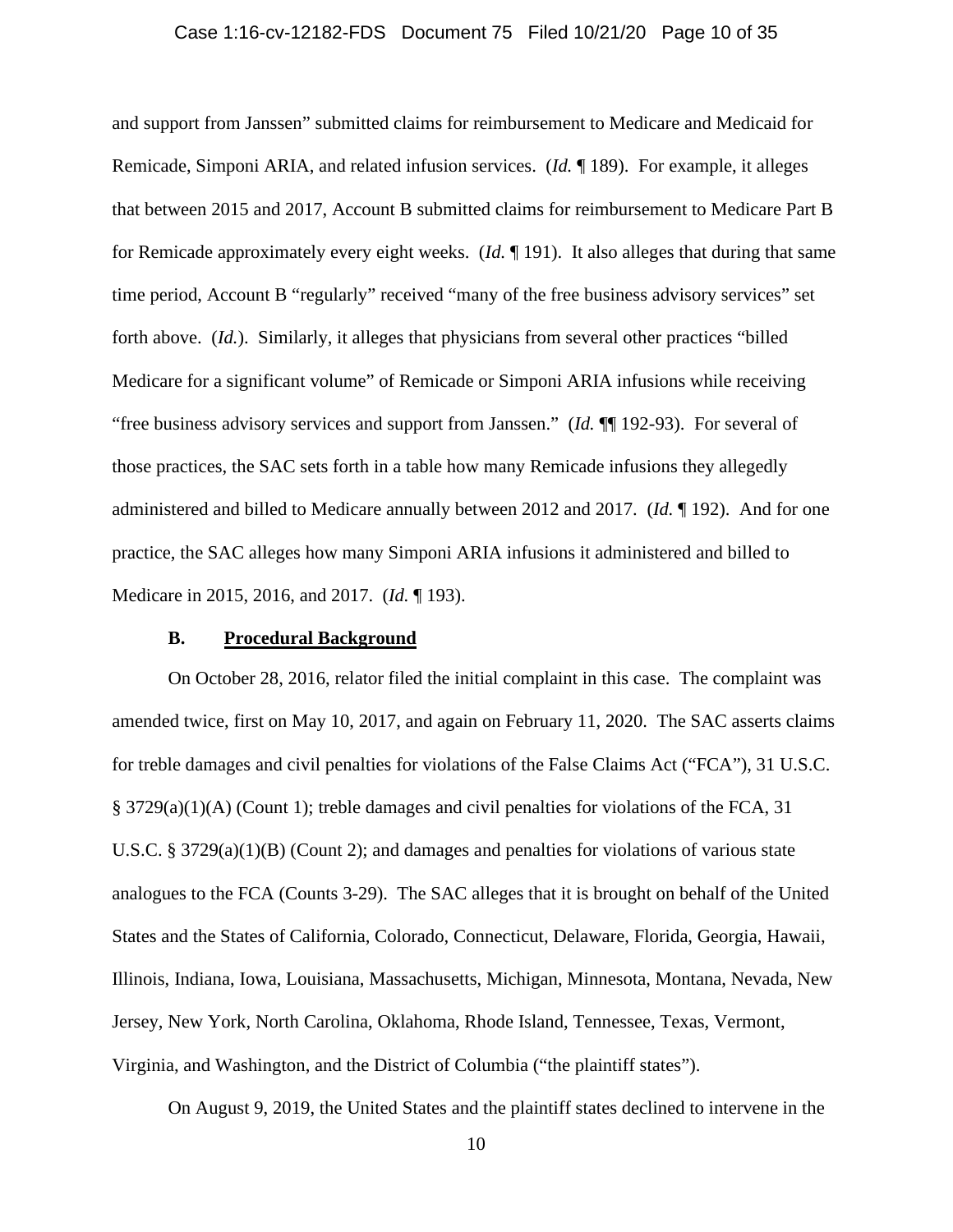and support from Janssen" submitted claims for reimbursement to Medicare and Medicaid for Remicade, Simponi ARIA, and related infusion services. (*Id.* ¶ 189). For example, it alleges that between 2015 and 2017, Account B submitted claims for reimbursement to Medicare Part B for Remicade approximately every eight weeks. (*Id.* ¶ 191). It also alleges that during that same time period, Account B "regularly" received "many of the free business advisory services" set forth above. (*Id.*). Similarly, it alleges that physicians from several other practices "billed Medicare for a significant volume" of Remicade or Simponi ARIA infusions while receiving "free business advisory services and support from Janssen." (*Id.* ¶¶ 192-93). For several of those practices, the SAC sets forth in a table how many Remicade infusions they allegedly administered and billed to Medicare annually between 2012 and 2017. (*Id.* ¶ 192). And for one practice, the SAC alleges how many Simponi ARIA infusions it administered and billed to Medicare in 2015, 2016, and 2017. (*Id.* ¶ 193).

### B. **Procedural Background**

On October 28, 2016, relator filed the initial complaint in this case. The complaint was amended twice, first on May 10, 2017, and again on February 11, 2020. The SAC asserts claims for treble damages and civil penalties for violations of the False Claims Act ("FCA"), 31 U.S.C. § 3729(a)(1)(A) (Count 1); treble damages and civil penalties for violations of the FCA, 31 U.S.C. § 3729(a)(1)(B) (Count 2); and damages and penalties for violations of various state analogues to the FCA (Counts 3-29). The SAC alleges that it is brought on behalf of the United States and the States of California, Colorado, Connecticut, Delaware, Florida, Georgia, Hawaii, Illinois, Indiana, Iowa, Louisiana, Massachusetts, Michigan, Minnesota, Montana, Nevada, New Jersey, New York, North Carolina, Oklahoma, Rhode Island, Tennessee, Texas, Vermont, Virginia, and Washington, and the District of Columbia ("the plaintiff states").

On August 9, 2019, the United States and the plaintiff states declined to intervene in the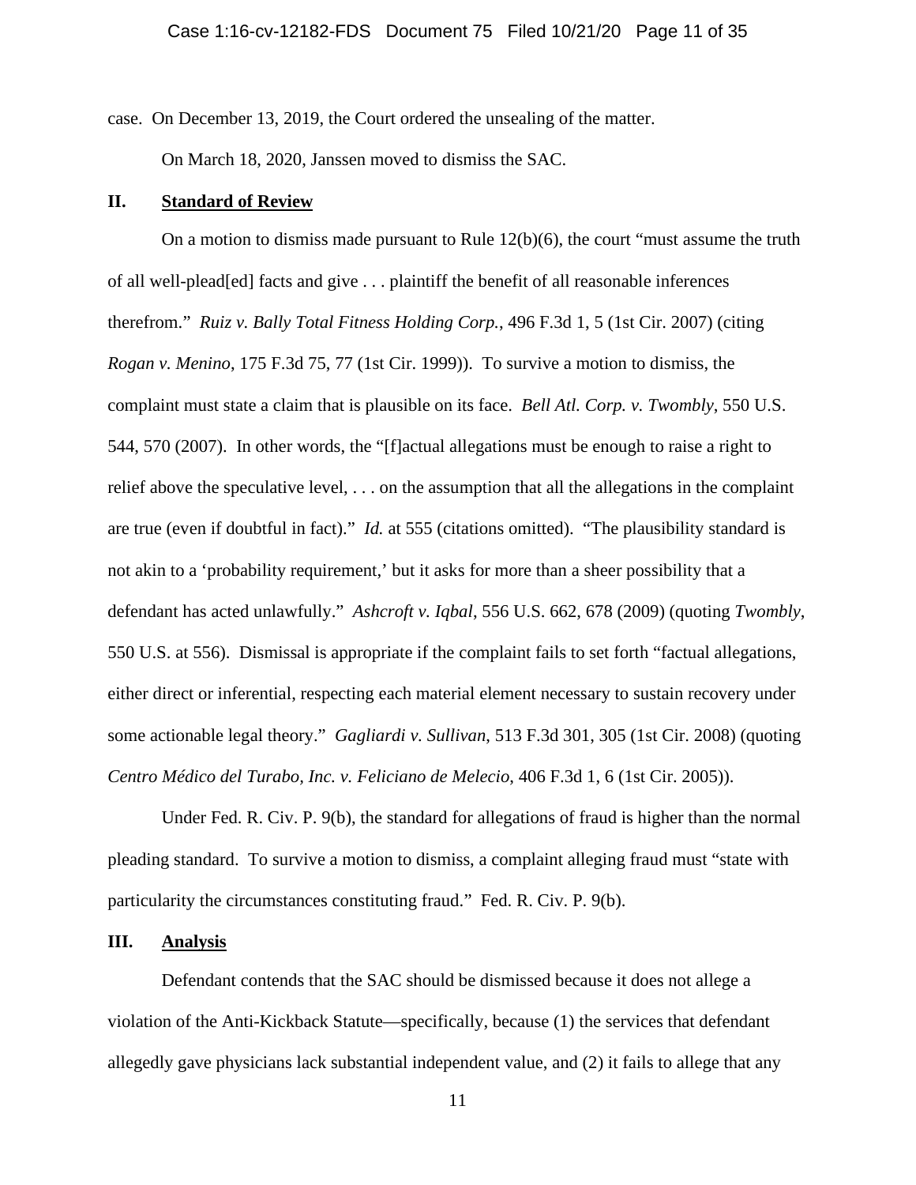case. On December 13, 2019, the Court ordered the unsealing of the matter.

On March 18, 2020, Janssen moved to dismiss the SAC.

## II. Standard of Review

On a motion to dismiss made pursuant to Rule 12(b)(6), the court "must assume the truth of all well-plead[ed] facts and give . . . plaintiff the benefit of all reasonable inferences therefrom." *Ruiz v. Bally Total Fitness Holding Corp.*, 496 F.3d 1, 5 (1st Cir. 2007) (citing *Rogan v. Menino*, 175 F.3d 75, 77 (1st Cir. 1999)). To survive a motion to dismiss, the complaint must state a claim that is plausible on its face. *Bell Atl. Corp. v. Twombly*, 550 U.S. 544, 570 (2007). In other words, the "[f]actual allegations must be enough to raise a right to relief above the speculative level, . . . on the assumption that all the allegations in the complaint are true (even if doubtful in fact)." *Id.* at 555 (citations omitted). "The plausibility standard is not akin to a 'probability requirement,' but it asks for more than a sheer possibility that a defendant has acted unlawfully." *Ashcroft v. Iqbal*, 556 U.S. 662, 678 (2009) (quoting *Twombly*, 550 U.S. at 556). Dismissal is appropriate if the complaint fails to set forth "factual allegations, either direct or inferential, respecting each material element necessary to sustain recovery under some actionable legal theory." *Gagliardi v. Sullivan*, 513 F.3d 301, 305 (1st Cir. 2008) (quoting *Centro Médico del Turabo, Inc. v. Feliciano de Melecio*, 406 F.3d 1, 6 (1st Cir. 2005)).

Under Fed. R. Civ. P. 9(b), the standard for allegations of fraud is higher than the normal pleading standard. To survive a motion to dismiss, a complaint alleging fraud must "state with particularity the circumstances constituting fraud." Fed. R. Civ. P. 9(b).

## III. Analysis

Defendant contends that the SAC should be dismissed because it does not allege a violation of the Anti-Kickback Statute—specifically, because (1) the services that defendant allegedly gave physicians lack substantial independent value, and (2) it fails to allege that any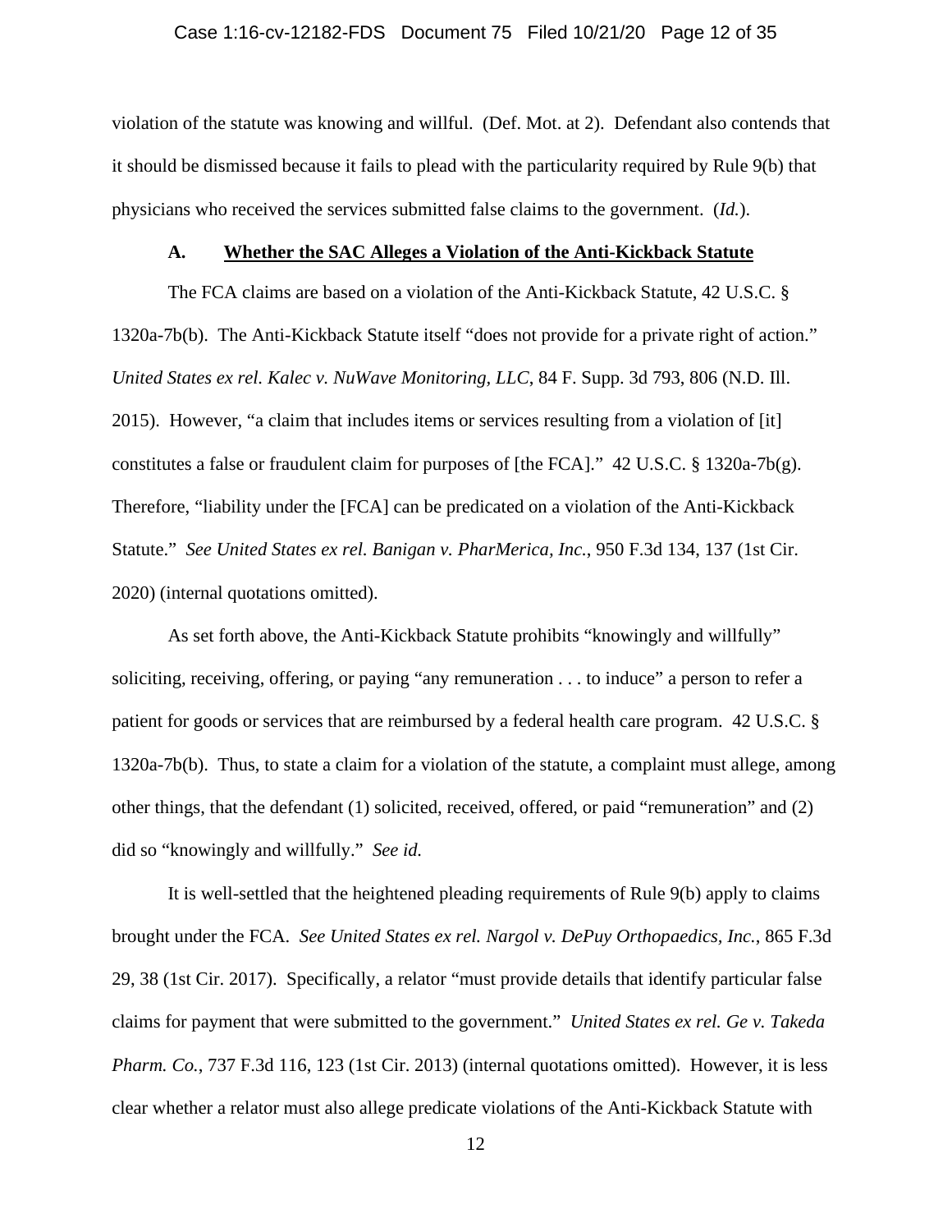violation of the statute was knowing and willful. (Def. Mot. at 2). Defendant also contends that it should be dismissed because it fails to plead with the particularity required by Rule 9(b) that physicians who received the services submitted false claims to the government. (*Id.*).

### A. **Whether the SAC Alleges a Violation of the Anti-Kickback Statute**

The FCA claims are based on a violation of the Anti-Kickback Statute, 42 U.S.C. § 1320a-7b(b). The Anti-Kickback Statute itself "does not provide for a private right of action." *United States ex rel. Kalec v. NuWave Monitoring, LLC*, 84 F. Supp. 3d 793, 806 (N.D. Ill. 2015). However, "a claim that includes items or services resulting from a violation of [it] constitutes a false or fraudulent claim for purposes of [the FCA]." 42 U.S.C. § 1320a-7b(g). Therefore, "liability under the [FCA] can be predicated on a violation of the Anti-Kickback Statute." *See United States ex rel. Banigan v. PharMerica, Inc.*, 950 F.3d 134, 137 (1st Cir. 2020) (internal quotations omitted).

As set forth above, the Anti-Kickback Statute prohibits "knowingly and willfully" soliciting, receiving, offering, or paying "any remuneration . . . to induce" a person to refer a patient for goods or services that are reimbursed by a federal health care program. 42 U.S.C. § 1320a-7b(b). Thus, to state a claim for a violation of the statute, a complaint must allege, among other things, that the defendant (1) solicited, received, offered, or paid "remuneration" and (2) did so "knowingly and willfully." *See id.*

It is well-settled that the heightened pleading requirements of Rule 9(b) apply to claims brought under the FCA. *See United States ex rel. Nargol v. DePuy Orthopaedics, Inc.*, 865 F.3d 29, 38 (1st Cir. 2017). Specifically, a relator "must provide details that identify particular false claims for payment that were submitted to the government." *United States ex rel. Ge v. Takeda Pharm. Co.*, 737 F.3d 116, 123 (1st Cir. 2013) (internal quotations omitted). However, it is less clear whether a relator must also allege predicate violations of the Anti-Kickback Statute with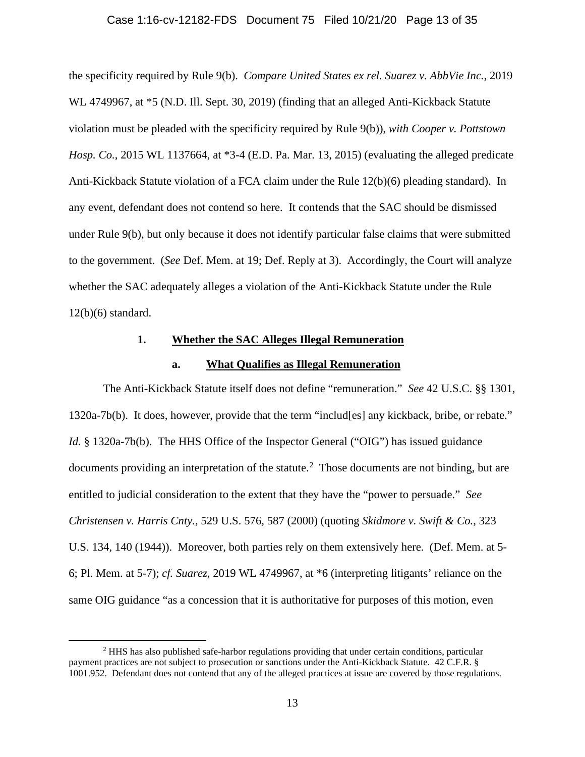the specificity required by Rule 9(b). *Compare United States ex rel. Suarez v. AbbVie Inc.*, 2019 WL 4749967, at *5 (N.D. Ill. Sept. 30, 2019) (finding that an alleged Anti-Kickback Statute violation must be pleaded with the specificity required by Rule 9(b)), *with Cooper v. Pottstown Hosp. Co.*, 2015 WL 1137664, at *3-4 (E.D. Pa. Mar. 13, 2015) (evaluating the alleged predicate Anti-Kickback Statute violation of a FCA claim under the Rule 12(b)(6) pleading standard). In any event, defendant does not contend so here. It contends that the SAC should be dismissed under Rule 9(b), but only because it does not identify particular false claims that were submitted to the government. (*See* Def. Mem. at 19; Def. Reply at 3). Accordingly, the Court will analyze whether the SAC adequately alleges a violation of the Anti-Kickback Statute under the Rule 12(b)(6) standard.

### 1. Whether the SAC Alleges Illegal Remuneration

#### a. What Qualifies as Illegal Remuneration

The Anti-Kickback Statute itself does not define "remuneration." *See* 42 U.S.C. §§ 1301, 1320a-7b(b). It does, however, provide that the term "includ[es] any kickback, bribe, or rebate." *Id.* § 1320a-7b(b). The HHS Office of the Inspector General ("OIG") has issued guidance documents providing an interpretation of the statute.[2] Those documents are not binding, but are entitled to judicial consideration to the extent that they have the "power to persuade." *See Christensen v. Harris Cnty.*, 529 U.S. 576, 587 (2000) (quoting *Skidmore v. Swift & Co.*, 323 U.S. 134, 140 (1944)). Moreover, both parties rely on them extensively here. (Def. Mem. at 5-6; Pl. Mem. at 5-7); *cf. Suarez*, 2019 WL 4749967, at *6 (interpreting litigants' reliance on the same OIG guidance "as a concession that it is authoritative for purposes of this motion, even

---

[2] HHS has also published safe-harbor regulations providing that under certain conditions, particular payment practices are not subject to prosecution or sanctions under the Anti-Kickback Statute. 42 C.F.R. § 1001.952. Defendant does not contend that any of the alleged practices at issue are covered by those regulations.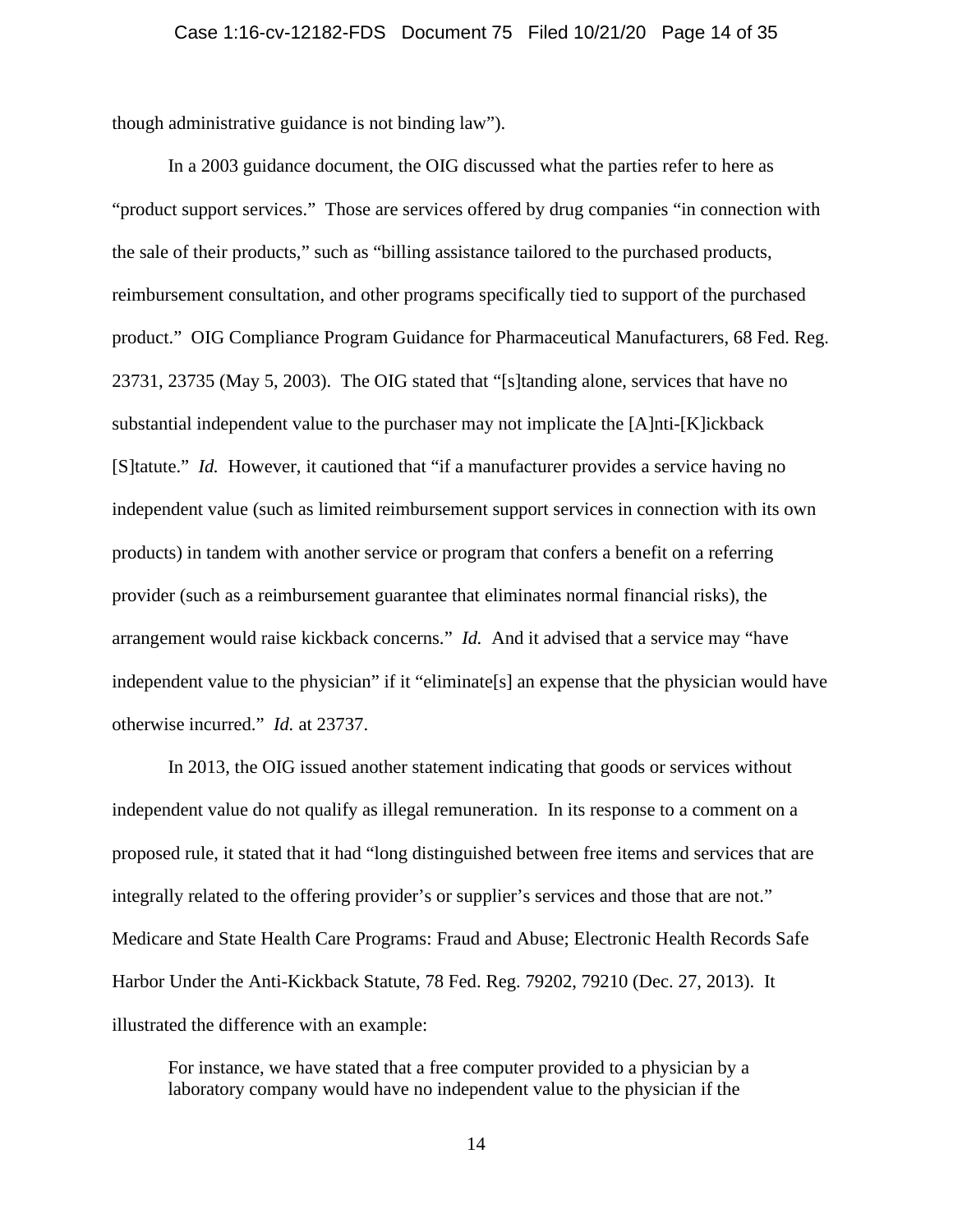though administrative guidance is not binding law").

In a 2003 guidance document, the OIG discussed what the parties refer to here as "product support services." Those are services offered by drug companies "in connection with the sale of their products," such as "billing assistance tailored to the purchased products, reimbursement consultation, and other programs specifically tied to support of the purchased product." OIG Compliance Program Guidance for Pharmaceutical Manufacturers, 68 Fed. Reg. 23731, 23735 (May 5, 2003). The OIG stated that "[s]tanding alone, services that have no substantial independent value to the purchaser may not implicate the [A]nti-[K]ickback [S]tatute." *Id.* However, it cautioned that "if a manufacturer provides a service having no independent value (such as limited reimbursement support services in connection with its own products) in tandem with another service or program that confers a benefit on a referring provider (such as a reimbursement guarantee that eliminates normal financial risks), the arrangement would raise kickback concerns." *Id.* And it advised that a service may "have independent value to the physician" if it "eliminate[s] an expense that the physician would have otherwise incurred." *Id.* at 23737.

In 2013, the OIG issued another statement indicating that goods or services without independent value do not qualify as illegal remuneration. In its response to a comment on a proposed rule, it stated that it had "long distinguished between free items and services that are integrally related to the offering provider's or supplier's services and those that are not." Medicare and State Health Care Programs: Fraud and Abuse; Electronic Health Records Safe Harbor Under the Anti-Kickback Statute, 78 Fed. Reg. 79202, 79210 (Dec. 27, 2013). It illustrated the difference with an example:

> For instance, we have stated that a free computer provided to a physician by a laboratory company would have no independent value to the physician if the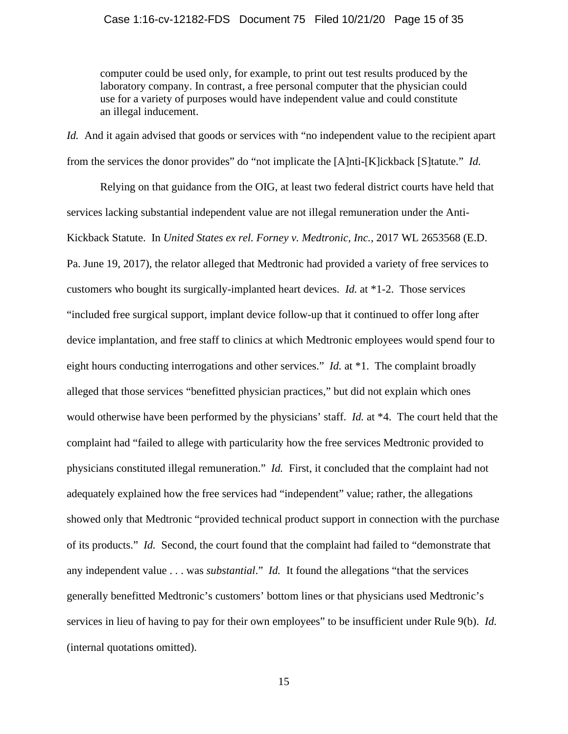> computer could be used only, for example, to print out test results produced by the laboratory company. In contrast, a free personal computer that the physician could use for a variety of purposes would have independent value and could constitute an illegal inducement.

*Id.* And it again advised that goods or services with "no independent value to the recipient apart from the services the donor provides" do "not implicate the [A]nti-[K]ickback [S]tatute." *Id.*

Relying on that guidance from the OIG, at least two federal district courts have held that services lacking substantial independent value are not illegal remuneration under the Anti-Kickback Statute. In *United States ex rel. Forney v. Medtronic, Inc.*, 2017 WL 2653568 (E.D. Pa. June 19, 2017), the relator alleged that Medtronic had provided a variety of free services to customers who bought its surgically-implanted heart devices. *Id.* at *1-2. Those services "included free surgical support, implant device follow-up that it continued to offer long after device implantation, and free staff to clinics at which Medtronic employees would spend four to eight hours conducting interrogations and other services." *Id.* at *1. The complaint broadly alleged that those services "benefitted physician practices," but did not explain which ones would otherwise have been performed by the physicians' staff. *Id.* at *4. The court held that the complaint had "failed to allege with particularity how the free services Medtronic provided to physicians constituted illegal remuneration." *Id.* First, it concluded that the complaint had not adequately explained how the free services had "independent" value; rather, the allegations showed only that Medtronic "provided technical product support in connection with the purchase of its products." *Id.* Second, the court found that the complaint had failed to "demonstrate that any independent value . . . was *substantial*." *Id.* It found the allegations "that the services generally benefitted Medtronic's customers' bottom lines or that physicians used Medtronic's services in lieu of having to pay for their own employees" to be insufficient under Rule 9(b). *Id.* (internal quotations omitted).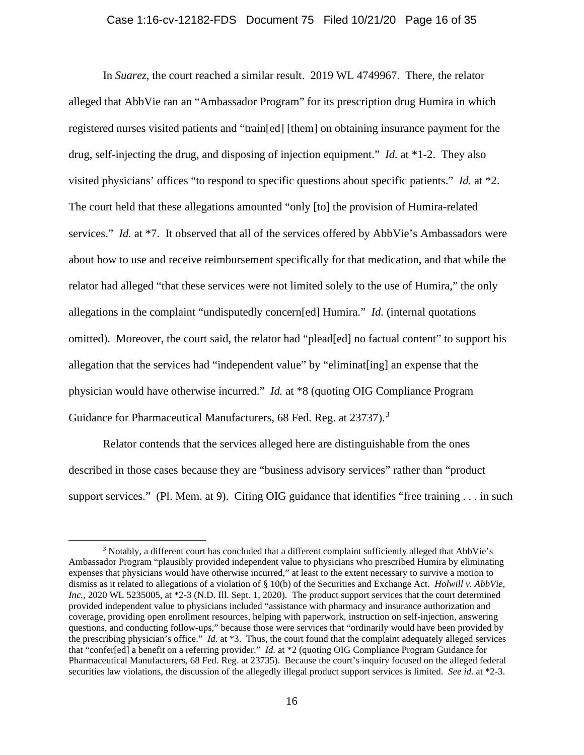In *Suarez*, the court reached a similar result. 2019 WL 4749967. There, the relator alleged that AbbVie ran an "Ambassador Program" for its prescription drug Humira in which registered nurses visited patients and "train[ed] [them] on obtaining insurance payment for the drug, self-injecting the drug, and disposing of injection equipment." *Id.* at *1-2. They also visited physicians' offices "to respond to specific questions about specific patients." *Id.* at *2. The court held that these allegations amounted "only [to] the provision of Humira-related services." *Id.* at *7. It observed that all of the services offered by AbbVie's Ambassadors were about how to use and receive reimbursement specifically for that medication, and that while the relator had alleged "that these services were not limited solely to the use of Humira," the only allegations in the complaint "undisputedly concern[ed] Humira." *Id.* (internal quotations omitted). Moreover, the court said, the relator had "plead[ed] no factual content" to support his allegation that the services had "independent value" by "eliminat[ing] an expense that the physician would have otherwise incurred." *Id.* at *8 (quoting OIG Compliance Program Guidance for Pharmaceutical Manufacturers, 68 Fed. Reg. at 23737).[3]

Relator contends that the services alleged here are distinguishable from the ones described in those cases because they are "business advisory services" rather than "product support services." (Pl. Mem. at 9). Citing OIG guidance that identifies "free training . . . in such

---

[3] Notably, a different court has concluded that a different complaint sufficiently alleged that AbbVie's Ambassador Program "plausibly provided independent value to physicians who prescribed Humira by eliminating expenses that physicians would have otherwise incurred," at least to the extent necessary to survive a motion to dismiss as it related to allegations of a violation of § 10(b) of the Securities and Exchange Act. *Holwill v. AbbVie, Inc.*, 2020 WL 5235005, at *2-3 (N.D. Ill. Sept. 1, 2020). The product support services that the court determined provided independent value to physicians included "assistance with pharmacy and insurance authorization and coverage, providing open enrollment resources, helping with paperwork, instruction on self-injection, answering questions, and conducting follow-ups," because those were services that "ordinarily would have been provided by the prescribing physician's office." *Id.* at *3. Thus, the court found that the complaint adequately alleged services that "confer[ed] a benefit on a referring provider." *Id.* at *2 (quoting OIG Compliance Program Guidance for Pharmaceutical Manufacturers, 68 Fed. Reg. at 23735). Because the court's inquiry focused on the alleged federal securities law violations, the discussion of the allegedly illegal product support services is limited. *See id.* at *2-3.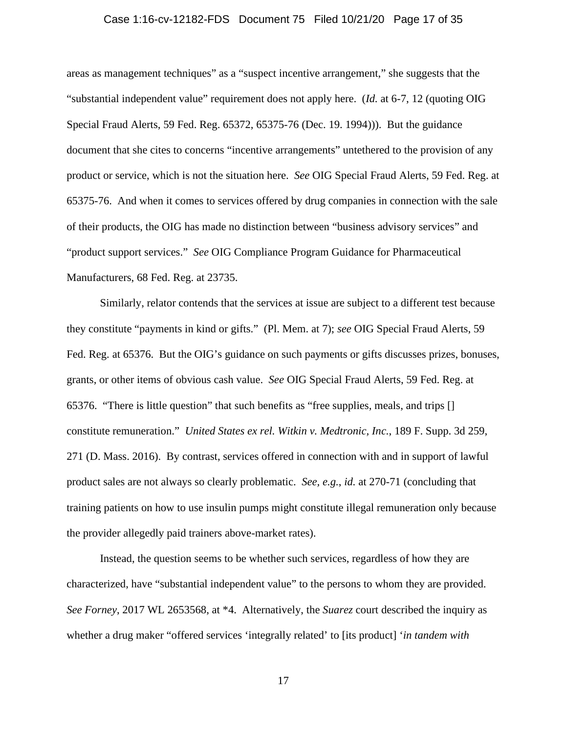areas as management techniques" as a "suspect incentive arrangement," she suggests that the "substantial independent value" requirement does not apply here. (*Id.* at 6-7, 12 (quoting OIG Special Fraud Alerts, 59 Fed. Reg. 65372, 65375-76 (Dec. 19. 1994))). But the guidance document that she cites to concerns "incentive arrangements" untethered to the provision of any product or service, which is not the situation here. *See* OIG Special Fraud Alerts, 59 Fed. Reg. at 65375-76. And when it comes to services offered by drug companies in connection with the sale of their products, the OIG has made no distinction between "business advisory services" and "product support services." *See* OIG Compliance Program Guidance for Pharmaceutical Manufacturers, 68 Fed. Reg. at 23735.

Similarly, relator contends that the services at issue are subject to a different test because they constitute "payments in kind or gifts." (Pl. Mem. at 7); *see* OIG Special Fraud Alerts, 59 Fed. Reg. at 65376. But the OIG's guidance on such payments or gifts discusses prizes, bonuses, grants, or other items of obvious cash value. *See* OIG Special Fraud Alerts, 59 Fed. Reg. at 65376. "There is little question" that such benefits as "free supplies, meals, and trips [] constitute remuneration." *United States ex rel. Witkin v. Medtronic, Inc.*, 189 F. Supp. 3d 259, 271 (D. Mass. 2016). By contrast, services offered in connection with and in support of lawful product sales are not always so clearly problematic. *See, e.g.*, *id.* at 270-71 (concluding that training patients on how to use insulin pumps might constitute illegal remuneration only because the provider allegedly paid trainers above-market rates).

Instead, the question seems to be whether such services, regardless of how they are characterized, have "substantial independent value" to the persons to whom they are provided. *See Forney*, 2017 WL 2653568, at *4. Alternatively, the *Suarez* court described the inquiry as whether a drug maker "offered services 'integrally related' to [its product] '*in tandem with*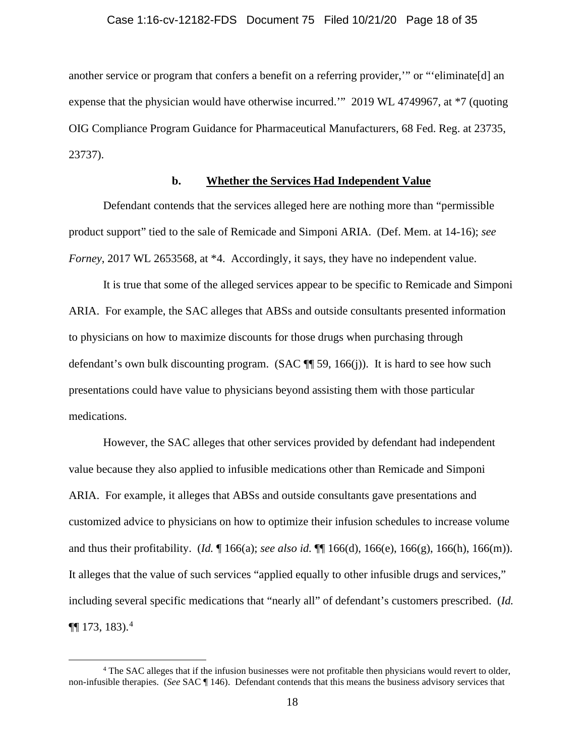another service or program that confers a benefit on a referring provider,'" or "'eliminate[d] an expense that the physician would have otherwise incurred.'" 2019 WL 4749967, at *7 (quoting OIG Compliance Program Guidance for Pharmaceutical Manufacturers, 68 Fed. Reg. at 23735, 23737).

### b. Whether the Services Had Independent Value

Defendant contends that the services alleged here are nothing more than "permissible product support" tied to the sale of Remicade and Simponi ARIA. (Def. Mem. at 14-16); *see Forney*, 2017 WL 2653568, at *4. Accordingly, it says, they have no independent value.

It is true that some of the alleged services appear to be specific to Remicade and Simponi ARIA. For example, the SAC alleges that ABSs and outside consultants presented information to physicians on how to maximize discounts for those drugs when purchasing through defendant's own bulk discounting program. (SAC ¶¶ 59, 166(j)). It is hard to see how such presentations could have value to physicians beyond assisting them with those particular medications.

However, the SAC alleges that other services provided by defendant had independent value because they also applied to infusible medications other than Remicade and Simponi ARIA. For example, it alleges that ABSs and outside consultants gave presentations and customized advice to physicians on how to optimize their infusion schedules to increase volume and thus their profitability. (*Id.* ¶ 166(a); *see also id.* ¶¶ 166(d), 166(e), 166(g), 166(h), 166(m)). It alleges that the value of such services "applied equally to other infusible drugs and services," including several specific medications that "nearly all" of defendant's customers prescribed. (*Id.* ¶¶ 173, 183).[4]

---

[4] The SAC alleges that if the infusion businesses were not profitable then physicians would revert to older, non-infusible therapies. (*See* SAC ¶ 146). Defendant contends that this means the business advisory services that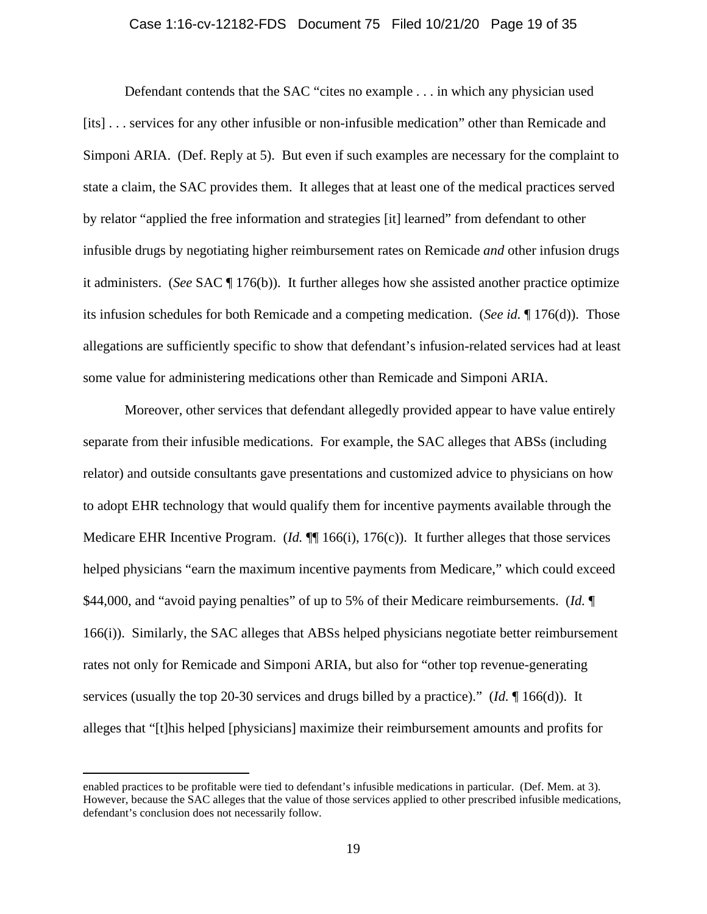Defendant contends that the SAC "cites no example . . . in which any physician used [its] . . . services for any other infusible or non-infusible medication" other than Remicade and Simponi ARIA. (Def. Reply at 5). But even if such examples are necessary for the complaint to state a claim, the SAC provides them. It alleges that at least one of the medical practices served by relator "applied the free information and strategies [it] learned" from defendant to other infusible drugs by negotiating higher reimbursement rates on Remicade *and* other infusion drugs it administers. (*See* SAC ¶ 176(b)). It further alleges how she assisted another practice optimize its infusion schedules for both Remicade and a competing medication. (*See id.* ¶ 176(d)). Those allegations are sufficiently specific to show that defendant's infusion-related services had at least some value for administering medications other than Remicade and Simponi ARIA.

Moreover, other services that defendant allegedly provided appear to have value entirely separate from their infusible medications. For example, the SAC alleges that ABSs (including relator) and outside consultants gave presentations and customized advice to physicians on how to adopt EHR technology that would qualify them for incentive payments available through the Medicare EHR Incentive Program. (*Id.* ¶¶ 166(i), 176(c)). It further alleges that those services helped physicians "earn the maximum incentive payments from Medicare," which could exceed $44,000, and "avoid paying penalties" of up to 5% of their Medicare reimbursements. (*Id.* ¶ 166(i)). Similarly, the SAC alleges that ABSs helped physicians negotiate better reimbursement rates not only for Remicade and Simponi ARIA, but also for "other top revenue-generating services (usually the top 20-30 services and drugs billed by a practice)." (*Id.* ¶ 166(d)). It alleges that "[t]his helped [physicians] maximize their reimbursement amounts and profits for

---

enabled practices to be profitable were tied to defendant's infusible medications in particular. (Def. Mem. at 3). However, because the SAC alleges that the value of those services applied to other prescribed infusible medications, defendant's conclusion does not necessarily follow.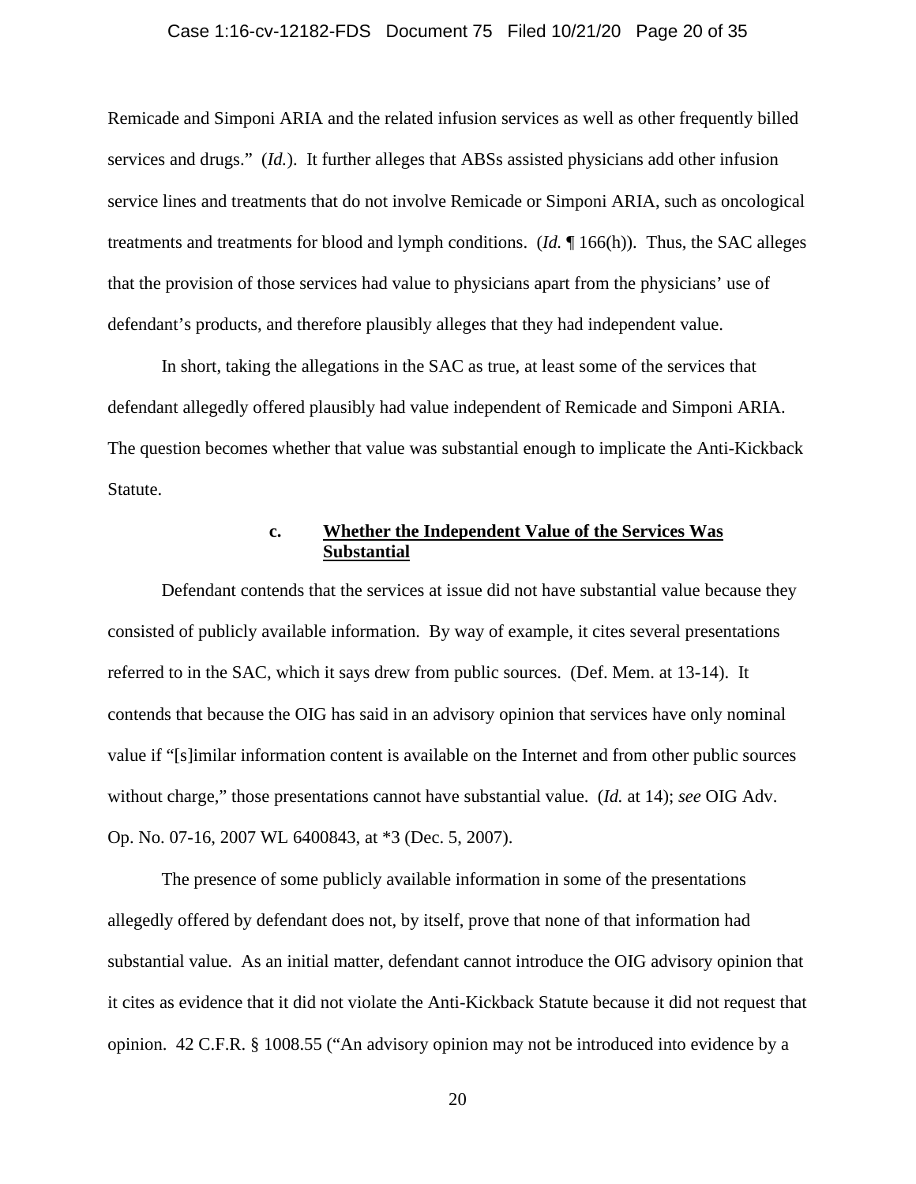Remicade and Simponi ARIA and the related infusion services as well as other frequently billed services and drugs." (*Id.*). It further alleges that ABSs assisted physicians add other infusion service lines and treatments that do not involve Remicade or Simponi ARIA, such as oncological treatments and treatments for blood and lymph conditions. (*Id.* ¶ 166(h)). Thus, the SAC alleges that the provision of those services had value to physicians apart from the physicians' use of defendant's products, and therefore plausibly alleges that they had independent value.

In short, taking the allegations in the SAC as true, at least some of the services that defendant allegedly offered plausibly had value independent of Remicade and Simponi ARIA. The question becomes whether that value was substantial enough to implicate the Anti-Kickback Statute.

#### c. **Whether the Independent Value of the Services Was Substantial**

Defendant contends that the services at issue did not have substantial value because they consisted of publicly available information. By way of example, it cites several presentations referred to in the SAC, which it says drew from public sources. (Def. Mem. at 13-14). It contends that because the OIG has said in an advisory opinion that services have only nominal value if "[s]imilar information content is available on the Internet and from other public sources without charge," those presentations cannot have substantial value. (*Id.* at 14); *see* OIG Adv. Op. No. 07-16, 2007 WL 6400843, at *3 (Dec. 5, 2007).

The presence of some publicly available information in some of the presentations allegedly offered by defendant does not, by itself, prove that none of that information had substantial value. As an initial matter, defendant cannot introduce the OIG advisory opinion that it cites as evidence that it did not violate the Anti-Kickback Statute because it did not request that opinion. 42 C.F.R. § 1008.55 ("An advisory opinion may not be introduced into evidence by a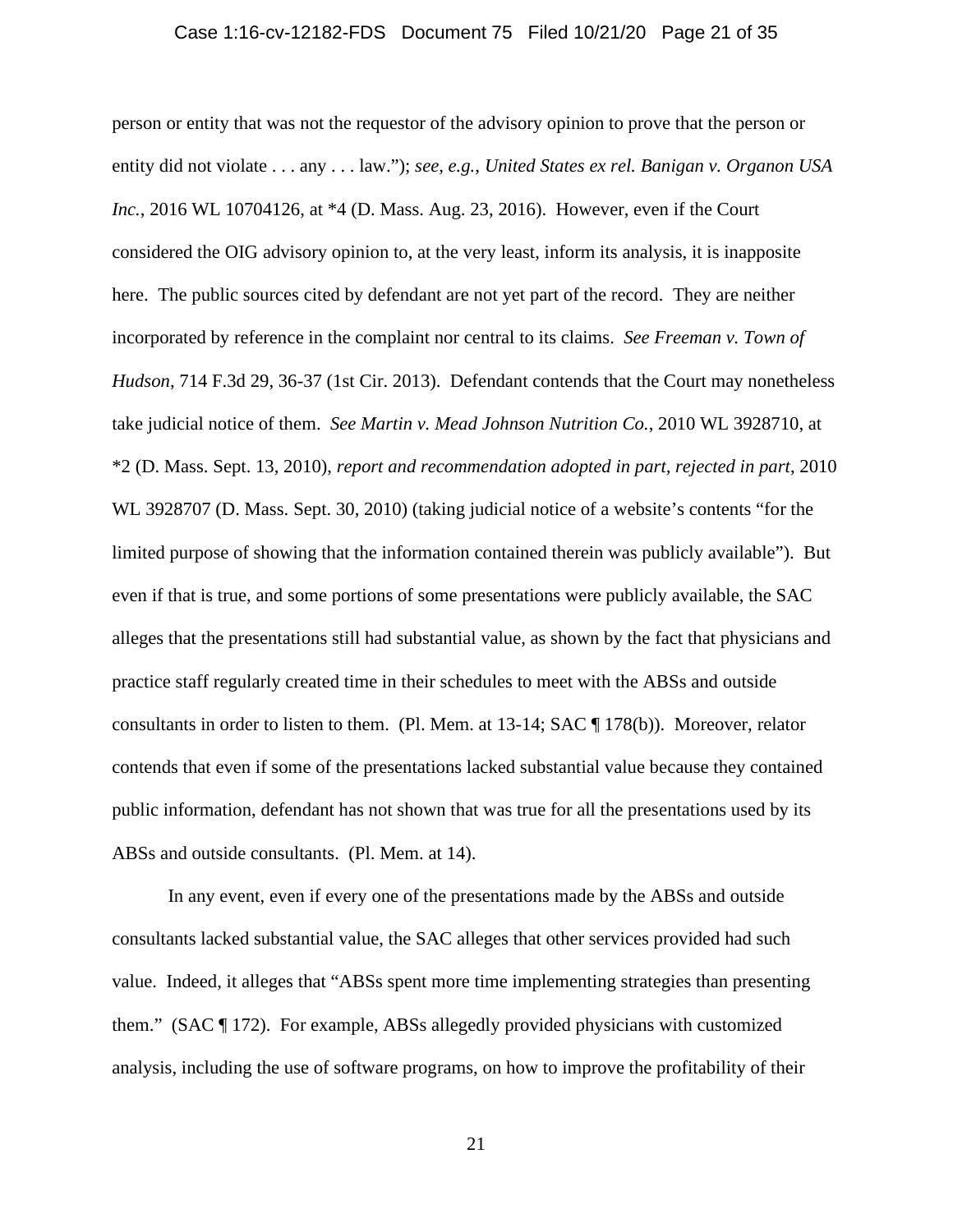person or entity that was not the requestor of the advisory opinion to prove that the person or entity did not violate . . . any . . . law."); *see, e.g.*, *United States ex rel. Banigan v. Organon USA Inc.*, 2016 WL 10704126, at *4 (D. Mass. Aug. 23, 2016). However, even if the Court considered the OIG advisory opinion to, at the very least, inform its analysis, it is inapposite here. The public sources cited by defendant are not yet part of the record. They are neither incorporated by reference in the complaint nor central to its claims. *See Freeman v. Town of Hudson*, 714 F.3d 29, 36-37 (1st Cir. 2013). Defendant contends that the Court may nonetheless take judicial notice of them. *See Martin v. Mead Johnson Nutrition Co.*, 2010 WL 3928710, at *2 (D. Mass. Sept. 13, 2010), *report and recommendation adopted in part, rejected in part*, 2010 WL 3928707 (D. Mass. Sept. 30, 2010) (taking judicial notice of a website's contents "for the limited purpose of showing that the information contained therein was publicly available"). But even if that is true, and some portions of some presentations were publicly available, the SAC alleges that the presentations still had substantial value, as shown by the fact that physicians and practice staff regularly created time in their schedules to meet with the ABSs and outside consultants in order to listen to them. (Pl. Mem. at 13-14; SAC ¶ 178(b)). Moreover, relator contends that even if some of the presentations lacked substantial value because they contained public information, defendant has not shown that was true for all the presentations used by its ABSs and outside consultants. (Pl. Mem. at 14).

In any event, even if every one of the presentations made by the ABSs and outside consultants lacked substantial value, the SAC alleges that other services provided had such value. Indeed, it alleges that "ABSs spent more time implementing strategies than presenting them." (SAC ¶ 172). For example, ABSs allegedly provided physicians with customized analysis, including the use of software programs, on how to improve the profitability of their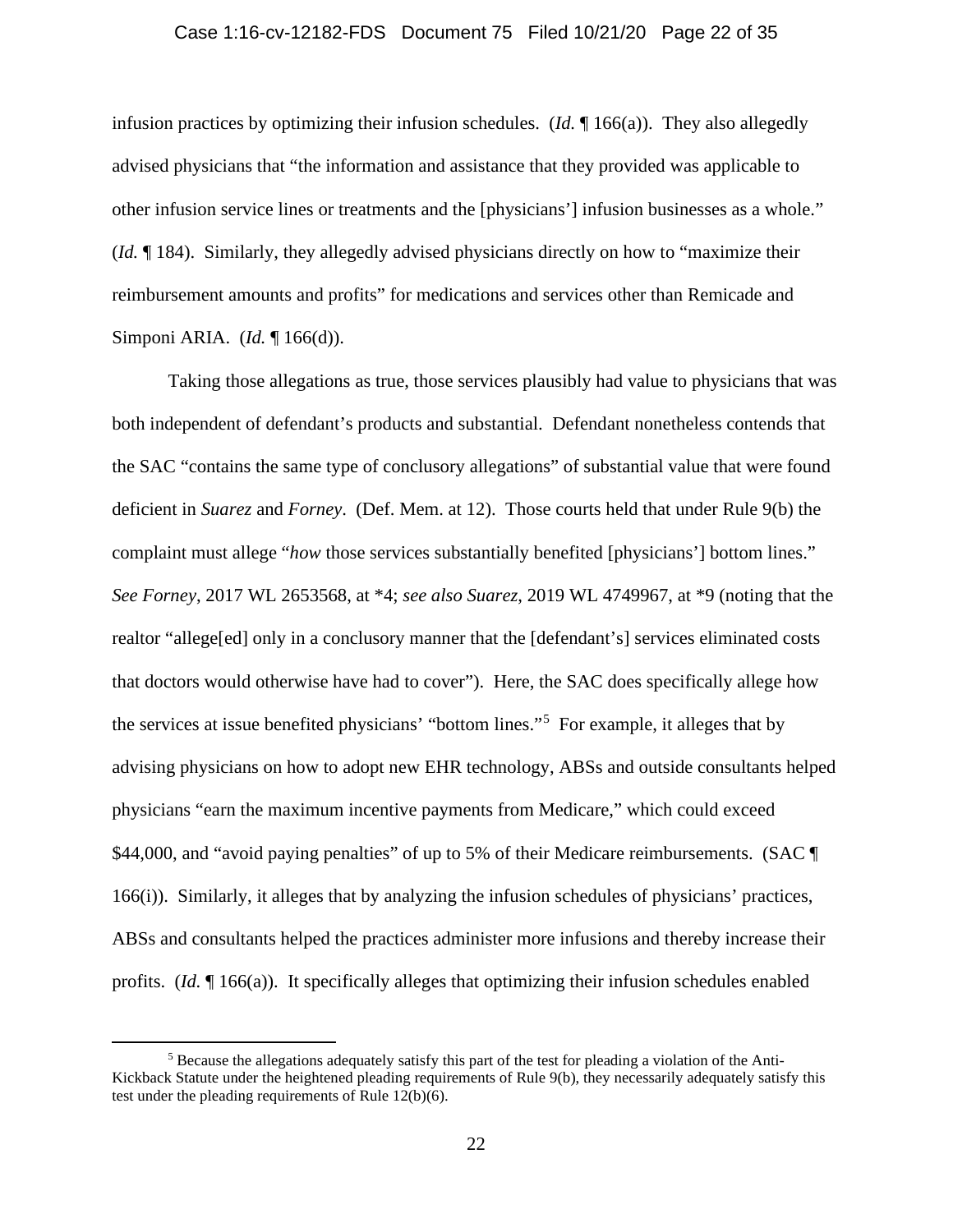infusion practices by optimizing their infusion schedules. (*Id.* ¶ 166(a)). They also allegedly advised physicians that "the information and assistance that they provided was applicable to other infusion service lines or treatments and the [physicians'] infusion businesses as a whole." (*Id.* ¶ 184). Similarly, they allegedly advised physicians directly on how to "maximize their reimbursement amounts and profits" for medications and services other than Remicade and Simponi ARIA. (*Id.* ¶ 166(d)).

Taking those allegations as true, those services plausibly had value to physicians that was both independent of defendant's products and substantial. Defendant nonetheless contends that the SAC "contains the same type of conclusory allegations" of substantial value that were found deficient in *Suarez* and *Forney*. (Def. Mem. at 12). Those courts held that under Rule 9(b) the complaint must allege "*how* those services substantially benefited [physicians'] bottom lines." *See Forney*, 2017 WL 2653568, at *4; *see also Suarez*, 2019 WL 4749967, at *9 (noting that the realtor "allege[ed] only in a conclusory manner that the [defendant's] services eliminated costs that doctors would otherwise have had to cover"). Here, the SAC does specifically allege how the services at issue benefited physicians' "bottom lines."[5] For example, it alleges that by advising physicians on how to adopt new EHR technology, ABSs and outside consultants helped physicians "earn the maximum incentive payments from Medicare," which could exceed $44,000, and "avoid paying penalties" of up to 5% of their Medicare reimbursements. (SAC ¶ 166(i)). Similarly, it alleges that by analyzing the infusion schedules of physicians' practices, ABSs and consultants helped the practices administer more infusions and thereby increase their profits. (*Id.* ¶ 166(a)). It specifically alleges that optimizing their infusion schedules enabled

[5] Because the allegations adequately satisfy this part of the test for pleading a violation of the Anti-Kickback Statute under the heightened pleading requirements of Rule 9(b), they necessarily adequately satisfy this test under the pleading requirements of Rule 12(b)(6).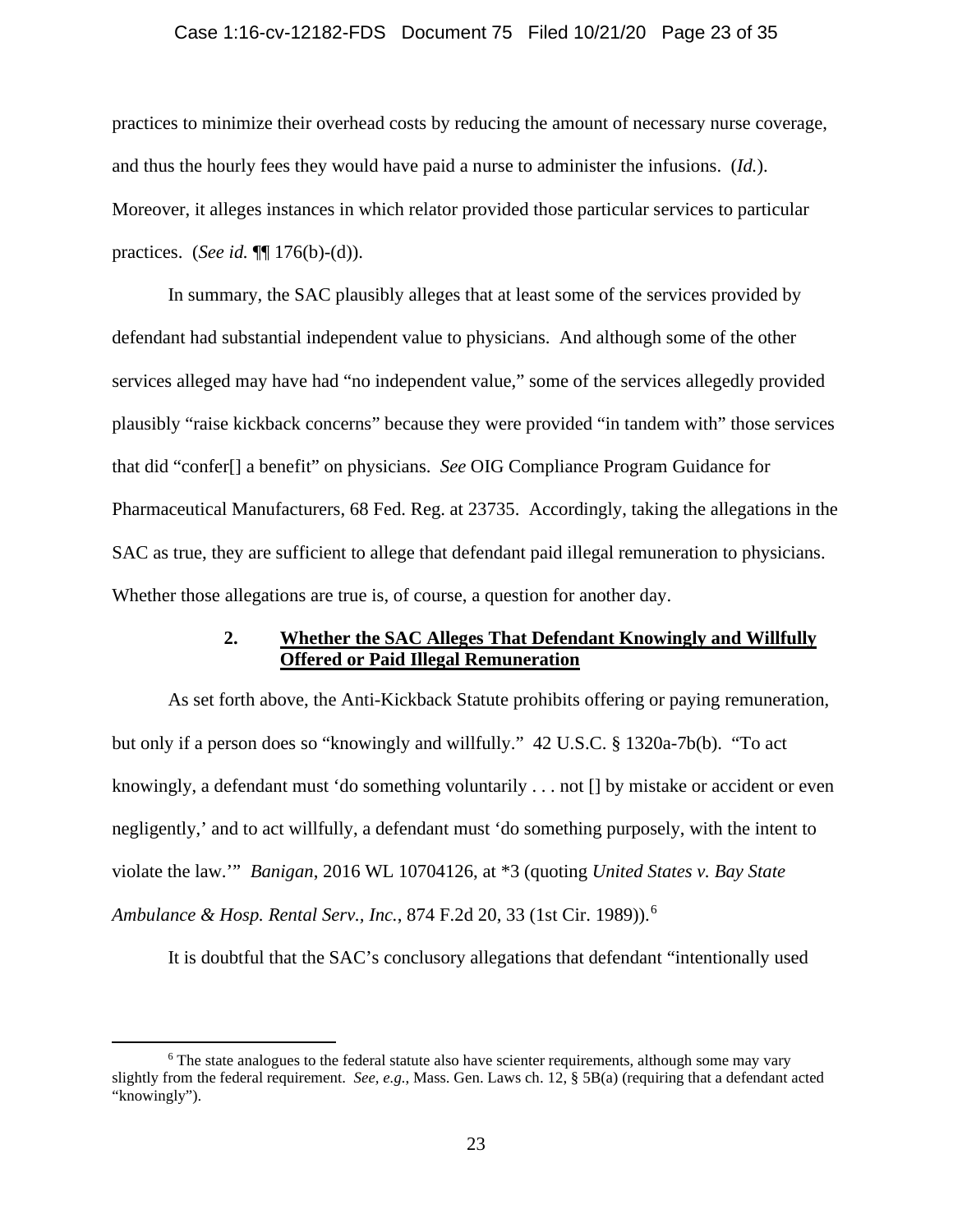practices to minimize their overhead costs by reducing the amount of necessary nurse coverage, and thus the hourly fees they would have paid a nurse to administer the infusions. (*Id.*). Moreover, it alleges instances in which relator provided those particular services to particular practices. (*See id.* ¶¶ 176(b)-(d)).

In summary, the SAC plausibly alleges that at least some of the services provided by defendant had substantial independent value to physicians. And although some of the other services alleged may have had "no independent value," some of the services allegedly provided plausibly "raise kickback concerns" because they were provided "in tandem with" those services that did "confer[] a benefit" on physicians. *See* OIG Compliance Program Guidance for Pharmaceutical Manufacturers, 68 Fed. Reg. at 23735. Accordingly, taking the allegations in the SAC as true, they are sufficient to allege that defendant paid illegal remuneration to physicians. Whether those allegations are true is, of course, a question for another day.

### 2. Whether the SAC Alleges That Defendant Knowingly and Willfully Offered or Paid Illegal Remuneration

As set forth above, the Anti-Kickback Statute prohibits offering or paying remuneration, but only if a person does so "knowingly and willfully." 42 U.S.C. § 1320a-7b(b). "To act knowingly, a defendant must 'do something voluntarily . . . not [] by mistake or accident or even negligently,' and to act willfully, a defendant must 'do something purposely, with the intent to violate the law.'" *Banigan*, 2016 WL 10704126, at *3 (quoting *United States v. Bay State Ambulance & Hosp. Rental Serv., Inc.*, 874 F.2d 20, 33 (1st Cir. 1989)).[6]

It is doubtful that the SAC's conclusory allegations that defendant "intentionally used

[6] The state analogues to the federal statute also have scienter requirements, although some may vary slightly from the federal requirement. *See, e.g.*, Mass. Gen. Laws ch. 12, § 5B(a) (requiring that a defendant acted "knowingly").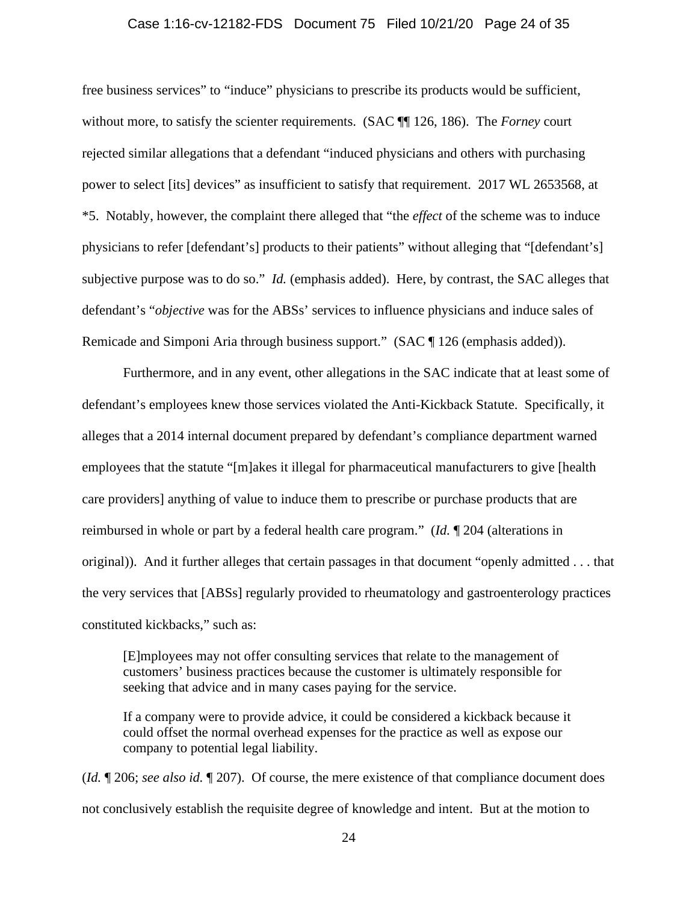free business services" to "induce" physicians to prescribe its products would be sufficient, without more, to satisfy the scienter requirements. (SAC ¶¶ 126, 186). The *Forney* court rejected similar allegations that a defendant "induced physicians and others with purchasing power to select [its] devices" as insufficient to satisfy that requirement. 2017 WL 2653568, at *5. Notably, however, the complaint there alleged that "the *effect* of the scheme was to induce physicians to refer [defendant's] products to their patients" without alleging that "[defendant's] subjective purpose was to do so." *Id.* (emphasis added). Here, by contrast, the SAC alleges that defendant's "*objective* was for the ABSs' services to influence physicians and induce sales of Remicade and Simponi Aria through business support." (SAC ¶ 126 (emphasis added)).

Furthermore, and in any event, other allegations in the SAC indicate that at least some of defendant's employees knew those services violated the Anti-Kickback Statute. Specifically, it alleges that a 2014 internal document prepared by defendant's compliance department warned employees that the statute "[m]akes it illegal for pharmaceutical manufacturers to give [health care providers] anything of value to induce them to prescribe or purchase products that are reimbursed in whole or part by a federal health care program." (*Id.* ¶ 204 (alterations in original)). And it further alleges that certain passages in that document "openly admitted . . . that the very services that [ABSs] regularly provided to rheumatology and gastroenterology practices constituted kickbacks," such as:

> [E]mployees may not offer consulting services that relate to the management of customers' business practices because the customer is ultimately responsible for seeking that advice and in many cases paying for the service.
>
> If a company were to provide advice, it could be considered a kickback because it could offset the normal overhead expenses for the practice as well as expose our company to potential legal liability.

(*Id.* ¶ 206; *see also id.* ¶ 207). Of course, the mere existence of that compliance document does not conclusively establish the requisite degree of knowledge and intent. But at the motion to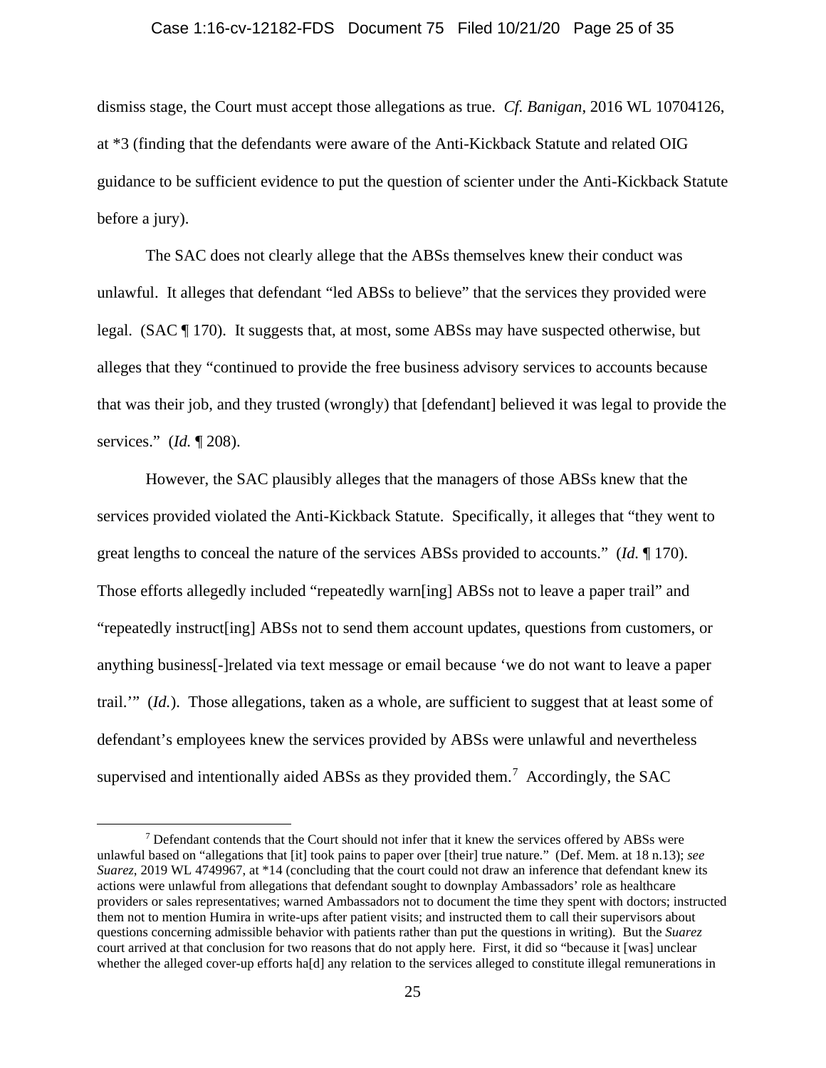dismiss stage, the Court must accept those allegations as true. *Cf. Banigan*, 2016 WL 10704126, at *3 (finding that the defendants were aware of the Anti-Kickback Statute and related OIG guidance to be sufficient evidence to put the question of scienter under the Anti-Kickback Statute before a jury).

The SAC does not clearly allege that the ABSs themselves knew their conduct was unlawful. It alleges that defendant "led ABSs to believe" that the services they provided were legal. (SAC ¶ 170). It suggests that, at most, some ABSs may have suspected otherwise, but alleges that they "continued to provide the free business advisory services to accounts because that was their job, and they trusted (wrongly) that [defendant] believed it was legal to provide the services." (*Id.* ¶ 208).

However, the SAC plausibly alleges that the managers of those ABSs knew that the services provided violated the Anti-Kickback Statute. Specifically, it alleges that "they went to great lengths to conceal the nature of the services ABSs provided to accounts." (*Id.* ¶ 170). Those efforts allegedly included "repeatedly warn[ing] ABSs not to leave a paper trail" and "repeatedly instruct[ing] ABSs not to send them account updates, questions from customers, or anything business[-]related via text message or email because 'we do not want to leave a paper trail.'" (*Id.*). Those allegations, taken as a whole, are sufficient to suggest that at least some of defendant's employees knew the services provided by ABSs were unlawful and nevertheless supervised and intentionally aided ABSs as they provided them.[7] Accordingly, the SAC

---

[7] Defendant contends that the Court should not infer that it knew the services offered by ABSs were unlawful based on "allegations that [it] took pains to paper over [their] true nature." (Def. Mem. at 18 n.13); *see Suarez*, 2019 WL 4749967, at *14 (concluding that the court could not draw an inference that defendant knew its actions were unlawful from allegations that defendant sought to downplay Ambassadors' role as healthcare providers or sales representatives; warned Ambassadors not to document the time they spent with doctors; instructed them not to mention Humira in write-ups after patient visits; and instructed them to call their supervisors about questions concerning admissible behavior with patients rather than put the questions in writing). But the *Suarez* court arrived at that conclusion for two reasons that do not apply here. First, it did so "because it [was] unclear whether the alleged cover-up efforts ha[d] any relation to the services alleged to constitute illegal remunerations in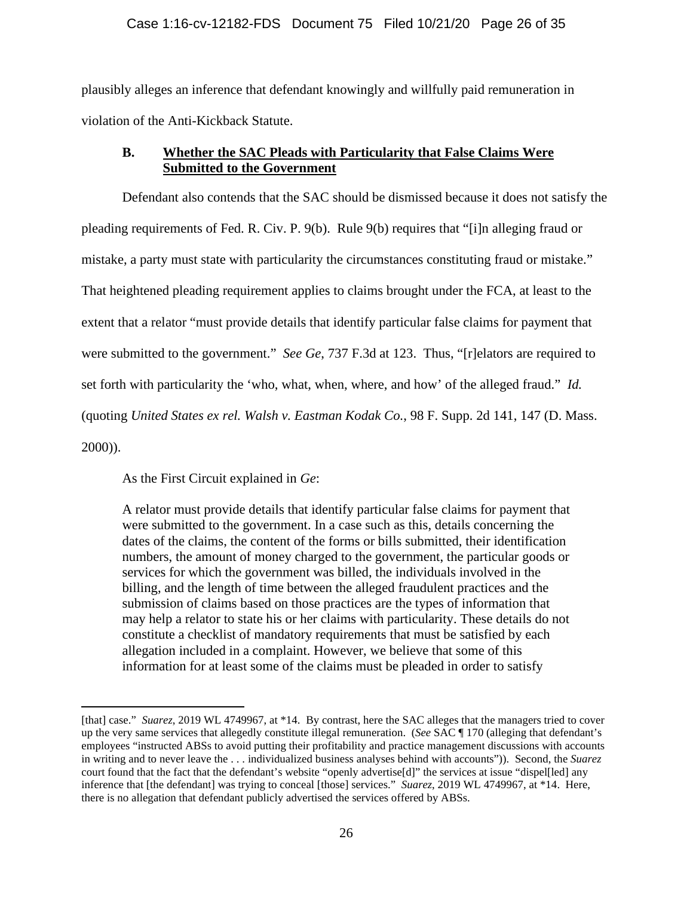plausibly alleges an inference that defendant knowingly and willfully paid remuneration in violation of the Anti-Kickback Statute.

### B. **Whether the SAC Pleads with Particularity that False Claims Were Submitted to the Government**

Defendant also contends that the SAC should be dismissed because it does not satisfy the pleading requirements of Fed. R. Civ. P. 9(b). Rule 9(b) requires that "[i]n alleging fraud or mistake, a party must state with particularity the circumstances constituting fraud or mistake." That heightened pleading requirement applies to claims brought under the FCA, at least to the extent that a relator "must provide details that identify particular false claims for payment that were submitted to the government." *See Ge*, 737 F.3d at 123. Thus, "[r]elators are required to set forth with particularity the 'who, what, when, where, and how' of the alleged fraud." *Id.* (quoting *United States ex rel. Walsh v. Eastman Kodak Co.*, 98 F. Supp. 2d 141, 147 (D. Mass. 2000)).

As the First Circuit explained in *Ge*:

> A relator must provide details that identify particular false claims for payment that were submitted to the government. In a case such as this, details concerning the dates of the claims, the content of the forms or bills submitted, their identification numbers, the amount of money charged to the government, the particular goods or services for which the government was billed, the individuals involved in the billing, and the length of time between the alleged fraudulent practices and the submission of claims based on those practices are the types of information that may help a relator to state his or her claims with particularity. These details do not constitute a checklist of mandatory requirements that must be satisfied by each allegation included in a complaint. However, we believe that some of this information for at least some of the claims must be pleaded in order to satisfy

---

[that] case." *Suarez*, 2019 WL 4749967, at *14. By contrast, here the SAC alleges that the managers tried to cover up the very same services that allegedly constitute illegal remuneration. (*See* SAC ¶ 170 (alleging that defendant's employees "instructed ABSs to avoid putting their profitability and practice management discussions with accounts in writing and to never leave the . . . individualized business analyses behind with accounts")). Second, the *Suarez* court found that the fact that the defendant's website "openly advertise[d]" the services at issue "dispel[led] any inference that [the defendant] was trying to conceal [those] services." *Suarez*, 2019 WL 4749967, at *14. Here, there is no allegation that defendant publicly advertised the services offered by ABSs.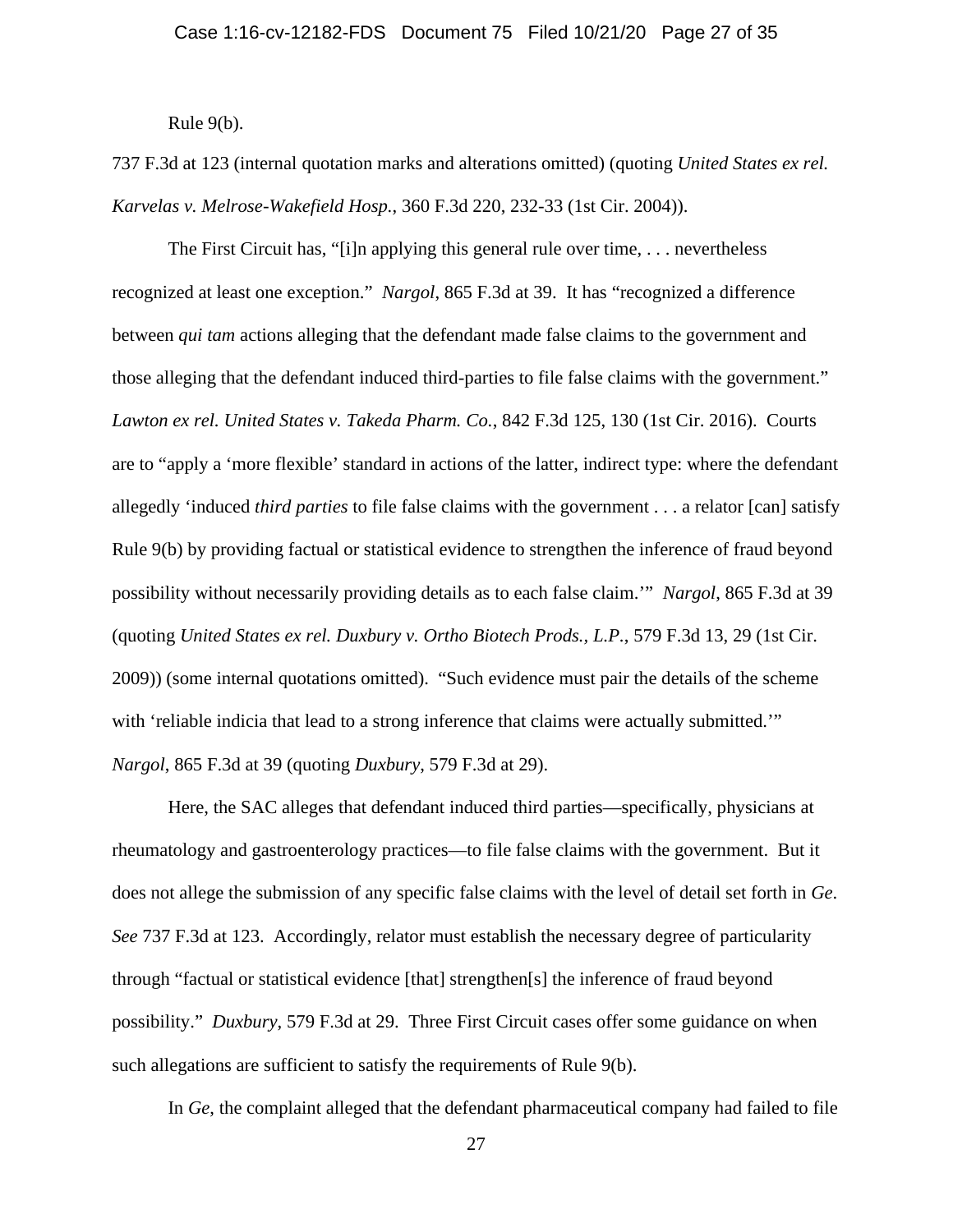Rule 9(b).

737 F.3d at 123 (internal quotation marks and alterations omitted) (quoting *United States ex rel. Karvelas v. Melrose-Wakefield Hosp.*, 360 F.3d 220, 232-33 (1st Cir. 2004)).

The First Circuit has, "[i]n applying this general rule over time, . . . nevertheless recognized at least one exception." *Nargol*, 865 F.3d at 39. It has "recognized a difference between *qui tam* actions alleging that the defendant made false claims to the government and those alleging that the defendant induced third-parties to file false claims with the government." *Lawton ex rel. United States v. Takeda Pharm. Co.*, 842 F.3d 125, 130 (1st Cir. 2016). Courts are to "apply a 'more flexible' standard in actions of the latter, indirect type: where the defendant allegedly 'induced *third parties* to file false claims with the government . . . a relator [can] satisfy Rule 9(b) by providing factual or statistical evidence to strengthen the inference of fraud beyond possibility without necessarily providing details as to each false claim.'" *Nargol*, 865 F.3d at 39 (quoting *United States ex rel. Duxbury v. Ortho Biotech Prods., L.P.*, 579 F.3d 13, 29 (1st Cir. 2009)) (some internal quotations omitted). "Such evidence must pair the details of the scheme with 'reliable indicia that lead to a strong inference that claims were actually submitted.'" *Nargol*, 865 F.3d at 39 (quoting *Duxbury*, 579 F.3d at 29).

Here, the SAC alleges that defendant induced third parties—specifically, physicians at rheumatology and gastroenterology practices—to file false claims with the government. But it does not allege the submission of any specific false claims with the level of detail set forth in *Ge*. *See* 737 F.3d at 123. Accordingly, relator must establish the necessary degree of particularity through "factual or statistical evidence [that] strengthen[s] the inference of fraud beyond possibility." *Duxbury*, 579 F.3d at 29. Three First Circuit cases offer some guidance on when such allegations are sufficient to satisfy the requirements of Rule 9(b).

In *Ge*, the complaint alleged that the defendant pharmaceutical company had failed to file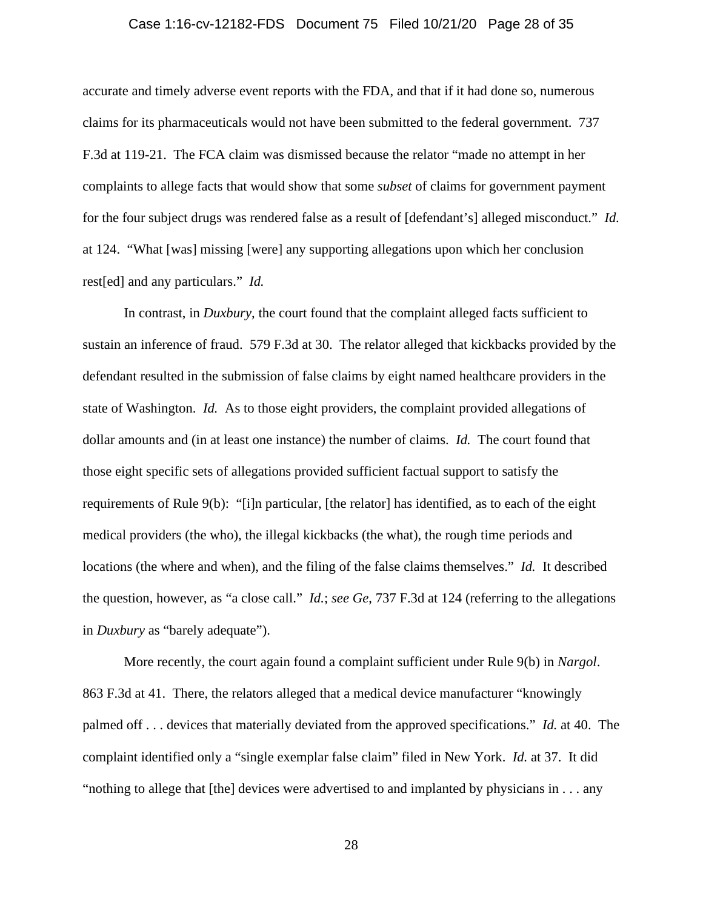accurate and timely adverse event reports with the FDA, and that if it had done so, numerous claims for its pharmaceuticals would not have been submitted to the federal government. 737 F.3d at 119-21. The FCA claim was dismissed because the relator "made no attempt in her complaints to allege facts that would show that some *subset* of claims for government payment for the four subject drugs was rendered false as a result of [defendant's] alleged misconduct." *Id.* at 124. "What [was] missing [were] any supporting allegations upon which her conclusion rest[ed] and any particulars." *Id.*

In contrast, in *Duxbury*, the court found that the complaint alleged facts sufficient to sustain an inference of fraud. 579 F.3d at 30. The relator alleged that kickbacks provided by the defendant resulted in the submission of false claims by eight named healthcare providers in the state of Washington. *Id.* As to those eight providers, the complaint provided allegations of dollar amounts and (in at least one instance) the number of claims. *Id.* The court found that those eight specific sets of allegations provided sufficient factual support to satisfy the requirements of Rule 9(b): "[i]n particular, [the relator] has identified, as to each of the eight medical providers (the who), the illegal kickbacks (the what), the rough time periods and locations (the where and when), and the filing of the false claims themselves." *Id.* It described the question, however, as "a close call." *Id.*; *see Ge*, 737 F.3d at 124 (referring to the allegations in *Duxbury* as "barely adequate").

More recently, the court again found a complaint sufficient under Rule 9(b) in *Nargol*. 863 F.3d at 41. There, the relators alleged that a medical device manufacturer "knowingly palmed off . . . devices that materially deviated from the approved specifications." *Id.* at 40. The complaint identified only a "single exemplar false claim" filed in New York. *Id.* at 37. It did "nothing to allege that [the] devices were advertised to and implanted by physicians in . . . any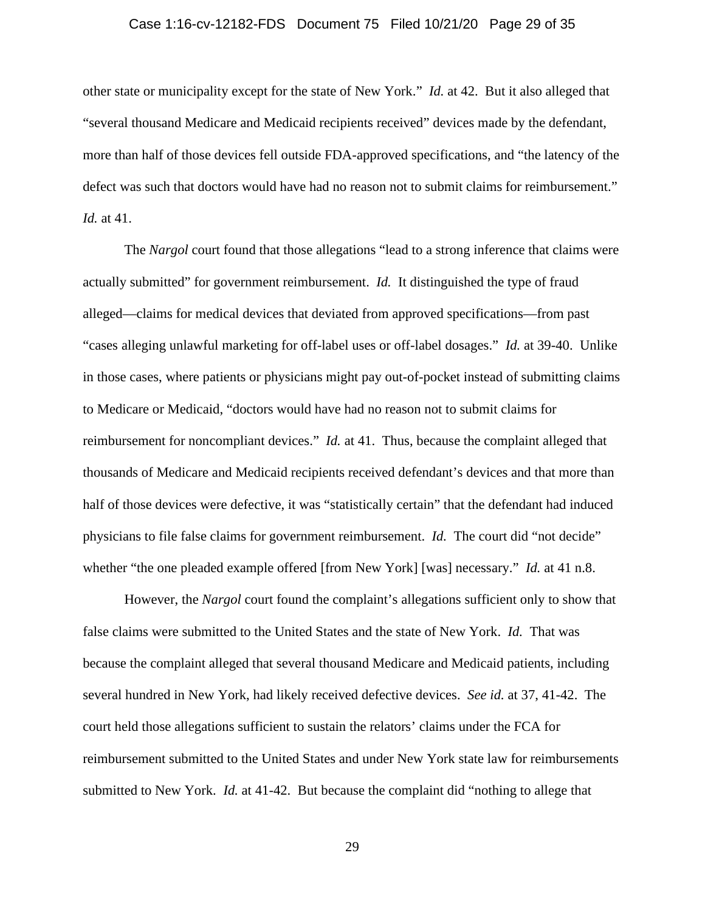other state or municipality except for the state of New York." *Id.* at 42. But it also alleged that "several thousand Medicare and Medicaid recipients received" devices made by the defendant, more than half of those devices fell outside FDA-approved specifications, and "the latency of the defect was such that doctors would have had no reason not to submit claims for reimbursement." *Id.* at 41.

The *Nargol* court found that those allegations "lead to a strong inference that claims were actually submitted" for government reimbursement. *Id.* It distinguished the type of fraud alleged—claims for medical devices that deviated from approved specifications—from past "cases alleging unlawful marketing for off-label uses or off-label dosages." *Id.* at 39-40. Unlike in those cases, where patients or physicians might pay out-of-pocket instead of submitting claims to Medicare or Medicaid, "doctors would have had no reason not to submit claims for reimbursement for noncompliant devices." *Id.* at 41. Thus, because the complaint alleged that thousands of Medicare and Medicaid recipients received defendant's devices and that more than half of those devices were defective, it was "statistically certain" that the defendant had induced physicians to file false claims for government reimbursement. *Id.* The court did "not decide" whether "the one pleaded example offered [from New York] [was] necessary." *Id.* at 41 n.8.

However, the *Nargol* court found the complaint's allegations sufficient only to show that false claims were submitted to the United States and the state of New York. *Id.* That was because the complaint alleged that several thousand Medicare and Medicaid patients, including several hundred in New York, had likely received defective devices. *See id.* at 37, 41-42. The court held those allegations sufficient to sustain the relators' claims under the FCA for reimbursement submitted to the United States and under New York state law for reimbursements submitted to New York. *Id.* at 41-42. But because the complaint did "nothing to allege that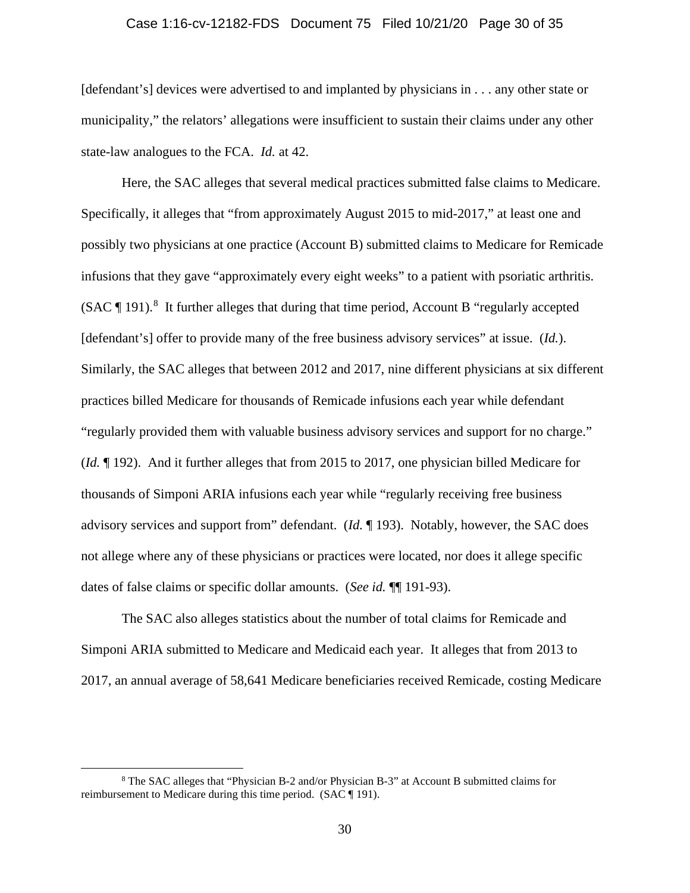[defendant's] devices were advertised to and implanted by physicians in . . . any other state or municipality," the relators' allegations were insufficient to sustain their claims under any other state-law analogues to the FCA. *Id.* at 42.

Here, the SAC alleges that several medical practices submitted false claims to Medicare. Specifically, it alleges that "from approximately August 2015 to mid-2017," at least one and possibly two physicians at one practice (Account B) submitted claims to Medicare for Remicade infusions that they gave "approximately every eight weeks" to a patient with psoriatic arthritis. (SAC ¶ 191).[8] It further alleges that during that time period, Account B "regularly accepted [defendant's] offer to provide many of the free business advisory services" at issue. (*Id.*). Similarly, the SAC alleges that between 2012 and 2017, nine different physicians at six different practices billed Medicare for thousands of Remicade infusions each year while defendant "regularly provided them with valuable business advisory services and support for no charge." (*Id.* ¶ 192). And it further alleges that from 2015 to 2017, one physician billed Medicare for thousands of Simponi ARIA infusions each year while "regularly receiving free business advisory services and support from" defendant. (*Id.* ¶ 193). Notably, however, the SAC does not allege where any of these physicians or practices were located, nor does it allege specific dates of false claims or specific dollar amounts. (*See id.* ¶¶ 191-93).

The SAC also alleges statistics about the number of total claims for Remicade and Simponi ARIA submitted to Medicare and Medicaid each year. It alleges that from 2013 to 2017, an annual average of 58,641 Medicare beneficiaries received Remicade, costing Medicare

---

[8] The SAC alleges that "Physician B-2 and/or Physician B-3" at Account B submitted claims for reimbursement to Medicare during this time period. (SAC ¶ 191).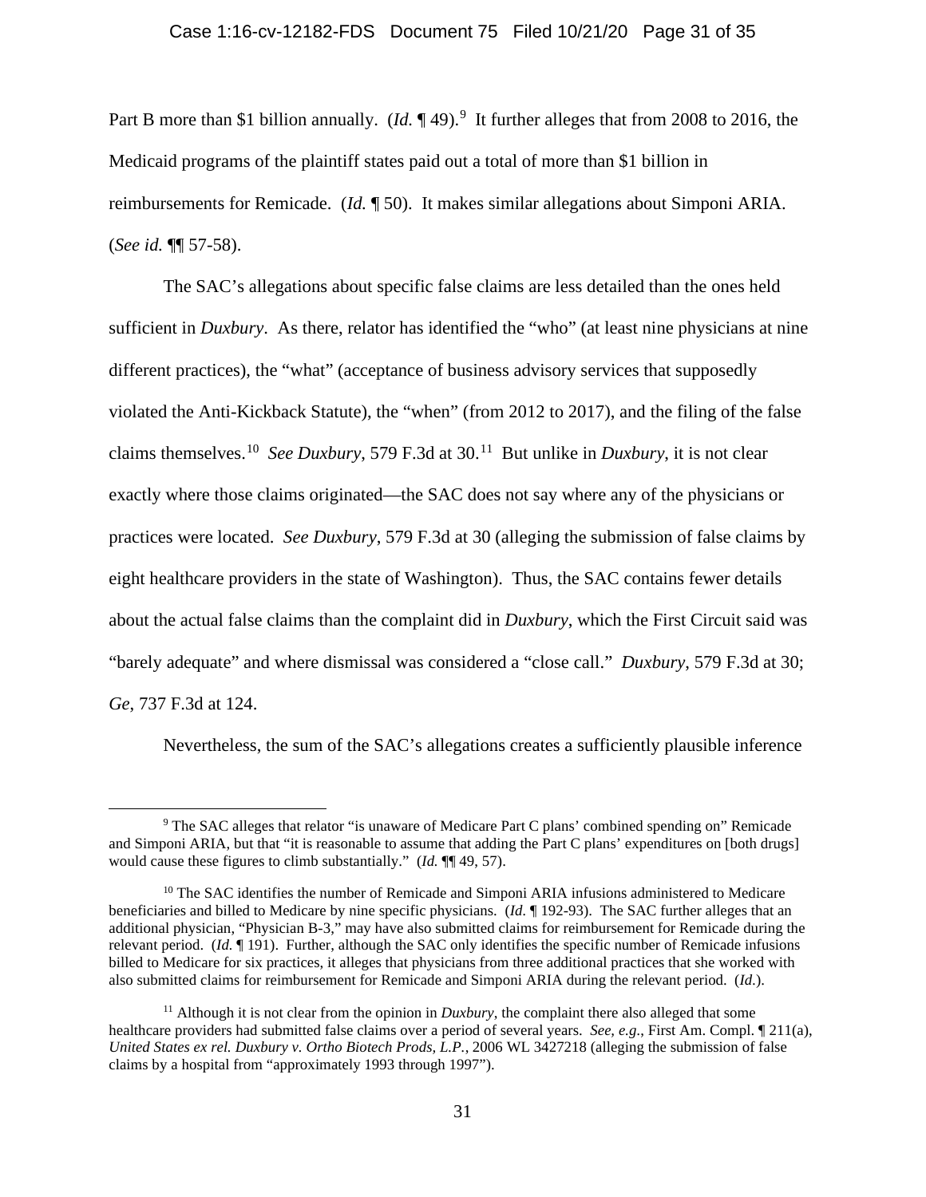Part B more than $1 billion annually. (*Id.* ¶ 49).[9] It further alleges that from 2008 to 2016, the Medicaid programs of the plaintiff states paid out a total of more than $1 billion in reimbursements for Remicade. (*Id.* ¶ 50). It makes similar allegations about Simponi ARIA. (*See id.* ¶¶ 57-58).

The SAC's allegations about specific false claims are less detailed than the ones held sufficient in *Duxbury*. As there, relator has identified the "who" (at least nine physicians at nine different practices), the "what" (acceptance of business advisory services that supposedly violated the Anti-Kickback Statute), the "when" (from 2012 to 2017), and the filing of the false claims themselves.[10] *See Duxbury*, 579 F.3d at 30.[11] But unlike in *Duxbury*, it is not clear exactly where those claims originated—the SAC does not say where any of the physicians or practices were located. *See Duxbury*, 579 F.3d at 30 (alleging the submission of false claims by eight healthcare providers in the state of Washington). Thus, the SAC contains fewer details about the actual false claims than the complaint did in *Duxbury*, which the First Circuit said was "barely adequate" and where dismissal was considered a "close call." *Duxbury*, 579 F.3d at 30; *Ge*, 737 F.3d at 124.

Nevertheless, the sum of the SAC's allegations creates a sufficiently plausible inference

---

[9] The SAC alleges that relator "is unaware of Medicare Part C plans' combined spending on" Remicade and Simponi ARIA, but that "it is reasonable to assume that adding the Part C plans' expenditures on [both drugs] would cause these figures to climb substantially." (*Id.* ¶¶ 49, 57).

[10] The SAC identifies the number of Remicade and Simponi ARIA infusions administered to Medicare beneficiaries and billed to Medicare by nine specific physicians. (*Id.* ¶ 192-93). The SAC further alleges that an additional physician, "Physician B-3," may have also submitted claims for reimbursement for Remicade during the relevant period. (*Id.* ¶ 191). Further, although the SAC only identifies the specific number of Remicade infusions billed to Medicare for six practices, it alleges that physicians from three additional practices that she worked with also submitted claims for reimbursement for Remicade and Simponi ARIA during the relevant period. (*Id.*).

[11] Although it is not clear from the opinion in *Duxbury*, the complaint there also alleged that some healthcare providers had submitted false claims over a period of several years. *See, e.g.,* First Am. Compl. ¶ 211(a), *United States ex rel. Duxbury v. Ortho Biotech Prods, L.P.*, 2006 WL 3427218 (alleging the submission of false claims by a hospital from "approximately 1993 through 1997").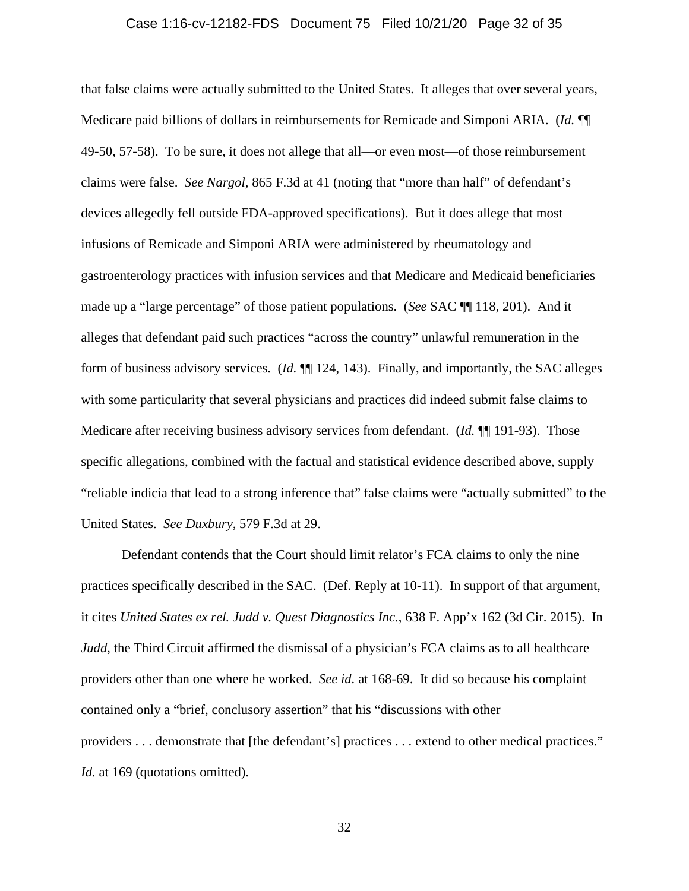that false claims were actually submitted to the United States. It alleges that over several years, Medicare paid billions of dollars in reimbursements for Remicade and Simponi ARIA. (*Id.* ¶¶ 49-50, 57-58). To be sure, it does not allege that all—or even most—of those reimbursement claims were false. *See Nargol*, 865 F.3d at 41 (noting that "more than half" of defendant's devices allegedly fell outside FDA-approved specifications). But it does allege that most infusions of Remicade and Simponi ARIA were administered by rheumatology and gastroenterology practices with infusion services and that Medicare and Medicaid beneficiaries made up a "large percentage" of those patient populations. (*See* SAC ¶¶ 118, 201). And it alleges that defendant paid such practices "across the country" unlawful remuneration in the form of business advisory services. (*Id.* ¶¶ 124, 143). Finally, and importantly, the SAC alleges with some particularity that several physicians and practices did indeed submit false claims to Medicare after receiving business advisory services from defendant. (*Id.* ¶¶ 191-93). Those specific allegations, combined with the factual and statistical evidence described above, supply "reliable indicia that lead to a strong inference that" false claims were "actually submitted" to the United States. *See Duxbury*, 579 F.3d at 29.

Defendant contends that the Court should limit relator's FCA claims to only the nine practices specifically described in the SAC. (Def. Reply at 10-11). In support of that argument, it cites *United States ex rel. Judd v. Quest Diagnostics Inc.*, 638 F. App'x 162 (3d Cir. 2015). In *Judd*, the Third Circuit affirmed the dismissal of a physician's FCA claims as to all healthcare providers other than one where he worked. *See id.* at 168-69. It did so because his complaint contained only a "brief, conclusory assertion" that his "discussions with other providers . . . demonstrate that [the defendant's] practices . . . extend to other medical practices." *Id.* at 169 (quotations omitted).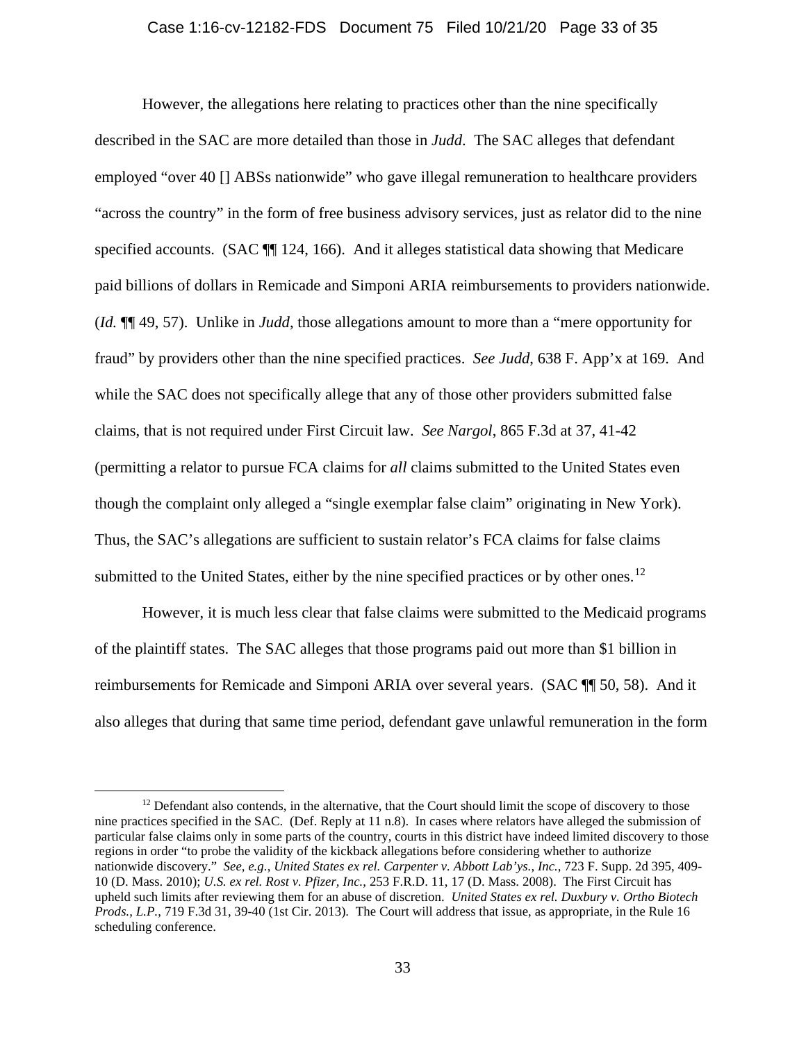However, the allegations here relating to practices other than the nine specifically described in the SAC are more detailed than those in *Judd*. The SAC alleges that defendant employed "over 40 [] ABSs nationwide" who gave illegal remuneration to healthcare providers "across the country" in the form of free business advisory services, just as relator did to the nine specified accounts. (SAC ¶¶ 124, 166). And it alleges statistical data showing that Medicare paid billions of dollars in Remicade and Simponi ARIA reimbursements to providers nationwide. (*Id.* ¶¶ 49, 57). Unlike in *Judd*, those allegations amount to more than a "mere opportunity for fraud" by providers other than the nine specified practices. *See Judd*, 638 F. App'x at 169. And while the SAC does not specifically allege that any of those other providers submitted false claims, that is not required under First Circuit law. *See Nargol*, 865 F.3d at 37, 41-42 (permitting a relator to pursue FCA claims for *all* claims submitted to the United States even though the complaint only alleged a "single exemplar false claim" originating in New York). Thus, the SAC's allegations are sufficient to sustain relator's FCA claims for false claims submitted to the United States, either by the nine specified practices or by other ones.[12]

However, it is much less clear that false claims were submitted to the Medicaid programs of the plaintiff states. The SAC alleges that those programs paid out more than $1 billion in reimbursements for Remicade and Simponi ARIA over several years. (SAC ¶¶ 50, 58). And it also alleges that during that same time period, defendant gave unlawful remuneration in the form

[12] Defendant also contends, in the alternative, that the Court should limit the scope of discovery to those nine practices specified in the SAC. (Def. Reply at 11 n.8). In cases where relators have alleged the submission of particular false claims only in some parts of the country, courts in this district have indeed limited discovery to those regions in order "to probe the validity of the kickback allegations before considering whether to authorize nationwide discovery." *See, e.g., United States ex rel. Carpenter v. Abbott Lab'ys., Inc.*, 723 F. Supp. 2d 395, 409-10 (D. Mass. 2010); *U.S. ex rel. Rost v. Pfizer, Inc.*, 253 F.R.D. 11, 17 (D. Mass. 2008). The First Circuit has upheld such limits after reviewing them for an abuse of discretion. *United States ex rel. Duxbury v. Ortho Biotech Prods., L.P.*, 719 F.3d 31, 39-40 (1st Cir. 2013). The Court will address that issue, as appropriate, in the Rule 16 scheduling conference.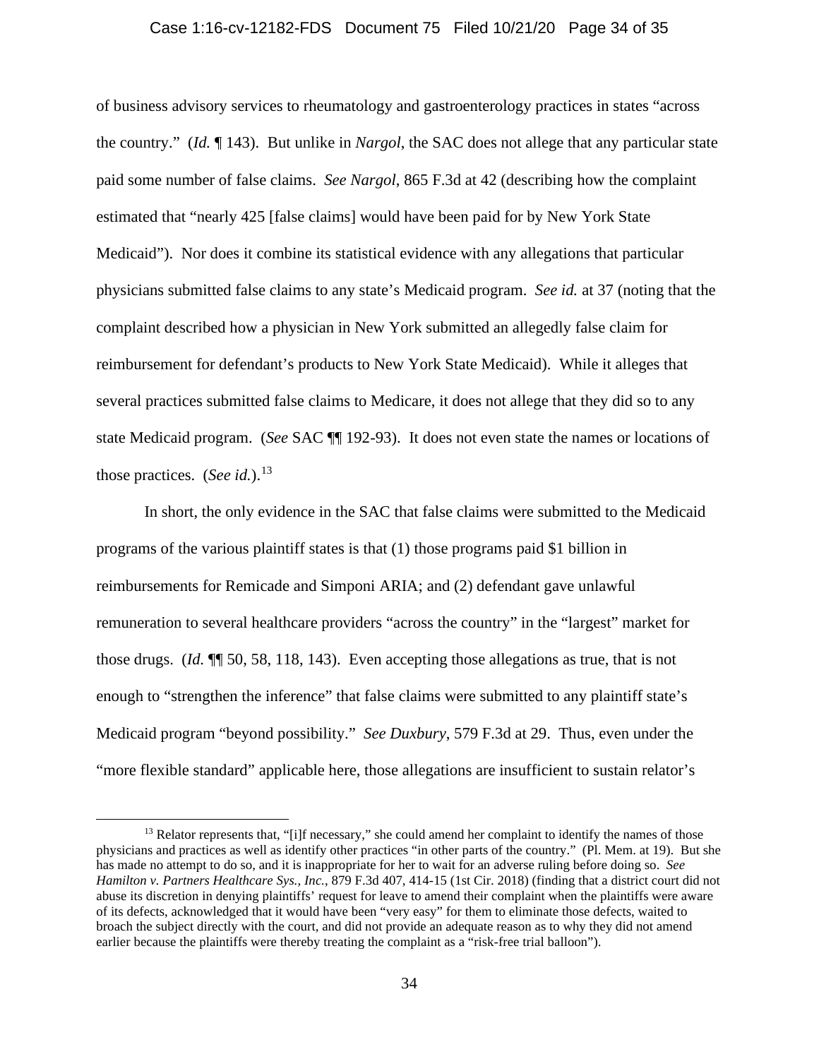of business advisory services to rheumatology and gastroenterology practices in states "across the country." (*Id.* ¶ 143). But unlike in *Nargol*, the SAC does not allege that any particular state paid some number of false claims. *See Nargol*, 865 F.3d at 42 (describing how the complaint estimated that "nearly 425 [false claims] would have been paid for by New York State Medicaid"). Nor does it combine its statistical evidence with any allegations that particular physicians submitted false claims to any state's Medicaid program. *See id.* at 37 (noting that the complaint described how a physician in New York submitted an allegedly false claim for reimbursement for defendant's products to New York State Medicaid). While it alleges that several practices submitted false claims to Medicare, it does not allege that they did so to any state Medicaid program. (*See* SAC ¶¶ 192-93). It does not even state the names or locations of those practices. (*See id.*).[13]

In short, the only evidence in the SAC that false claims were submitted to the Medicaid programs of the various plaintiff states is that (1) those programs paid $1 billion in reimbursements for Remicade and Simponi ARIA; and (2) defendant gave unlawful remuneration to several healthcare providers "across the country" in the "largest" market for those drugs. (*Id.* ¶¶ 50, 58, 118, 143). Even accepting those allegations as true, that is not enough to "strengthen the inference" that false claims were submitted to any plaintiff state's Medicaid program "beyond possibility." *See Duxbury*, 579 F.3d at 29. Thus, even under the "more flexible standard" applicable here, those allegations are insufficient to sustain relator's

---

[13] Relator represents that, "[i]f necessary," she could amend her complaint to identify the names of those physicians and practices as well as identify other practices "in other parts of the country." (Pl. Mem. at 19). But she has made no attempt to do so, and it is inappropriate for her to wait for an adverse ruling before doing so. *See Hamilton v. Partners Healthcare Sys., Inc.*, 879 F.3d 407, 414-15 (1st Cir. 2018) (finding that a district court did not abuse its discretion in denying plaintiffs' request for leave to amend their complaint when the plaintiffs were aware of its defects, acknowledged that it would have been "very easy" for them to eliminate those defects, waited to broach the subject directly with the court, and did not provide an adequate reason as to why they did not amend earlier because the plaintiffs were thereby treating the complaint as a "risk-free trial balloon").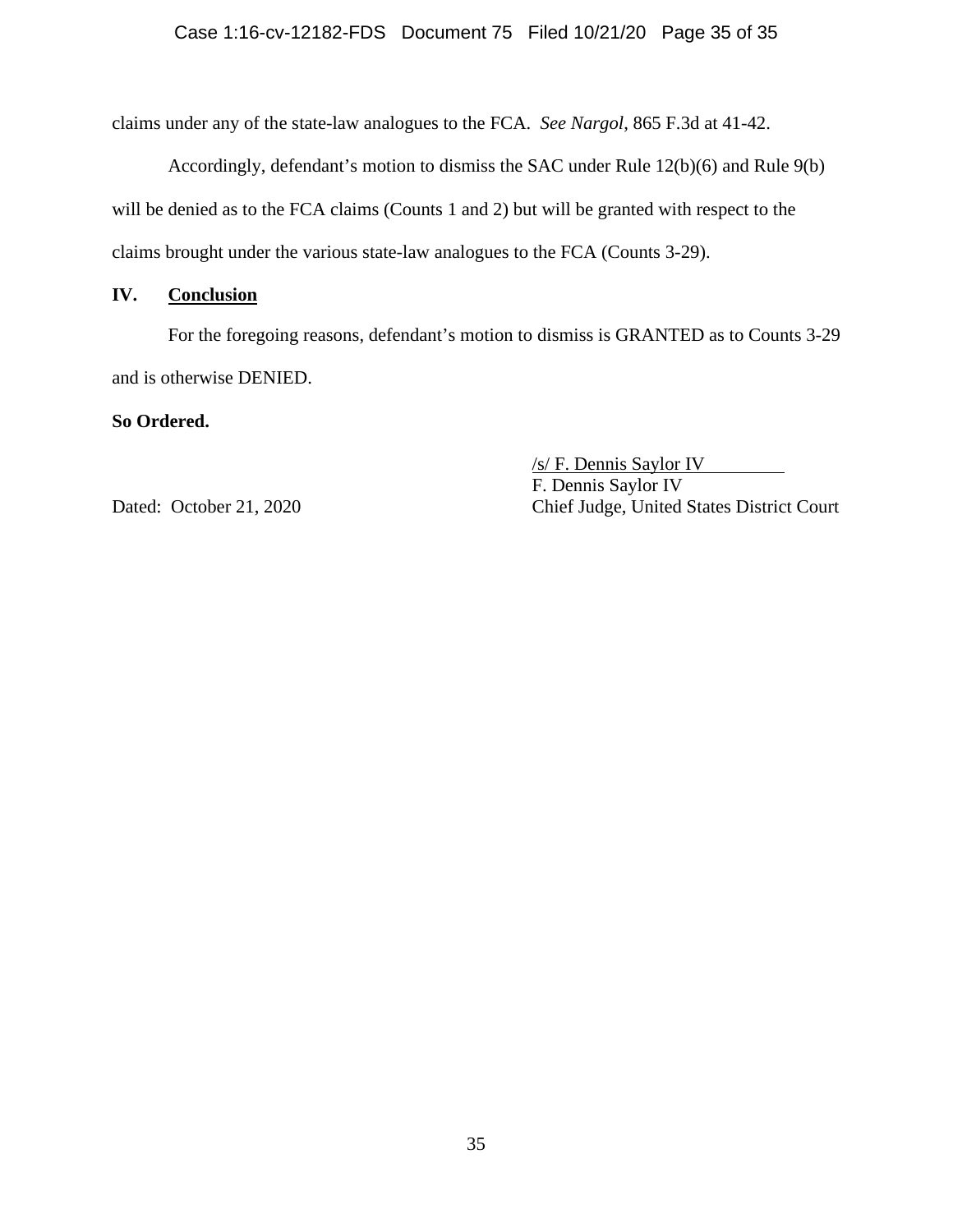claims under any of the state-law analogues to the FCA. *See Nargol*, 865 F.3d at 41-42.

Accordingly, defendant's motion to dismiss the SAC under Rule 12(b)(6) and Rule 9(b) will be denied as to the FCA claims (Counts 1 and 2) but will be granted with respect to the claims brought under the various state-law analogues to the FCA (Counts 3-29).

## IV. Conclusion

For the foregoing reasons, defendant's motion to dismiss is GRANTED as to Counts 3-29 and is otherwise DENIED.

**So Ordered.**

/s/ F. Dennis Saylor IV
F. Dennis Saylor IV
Chief Judge, United States District Court

Dated: October 21, 2020